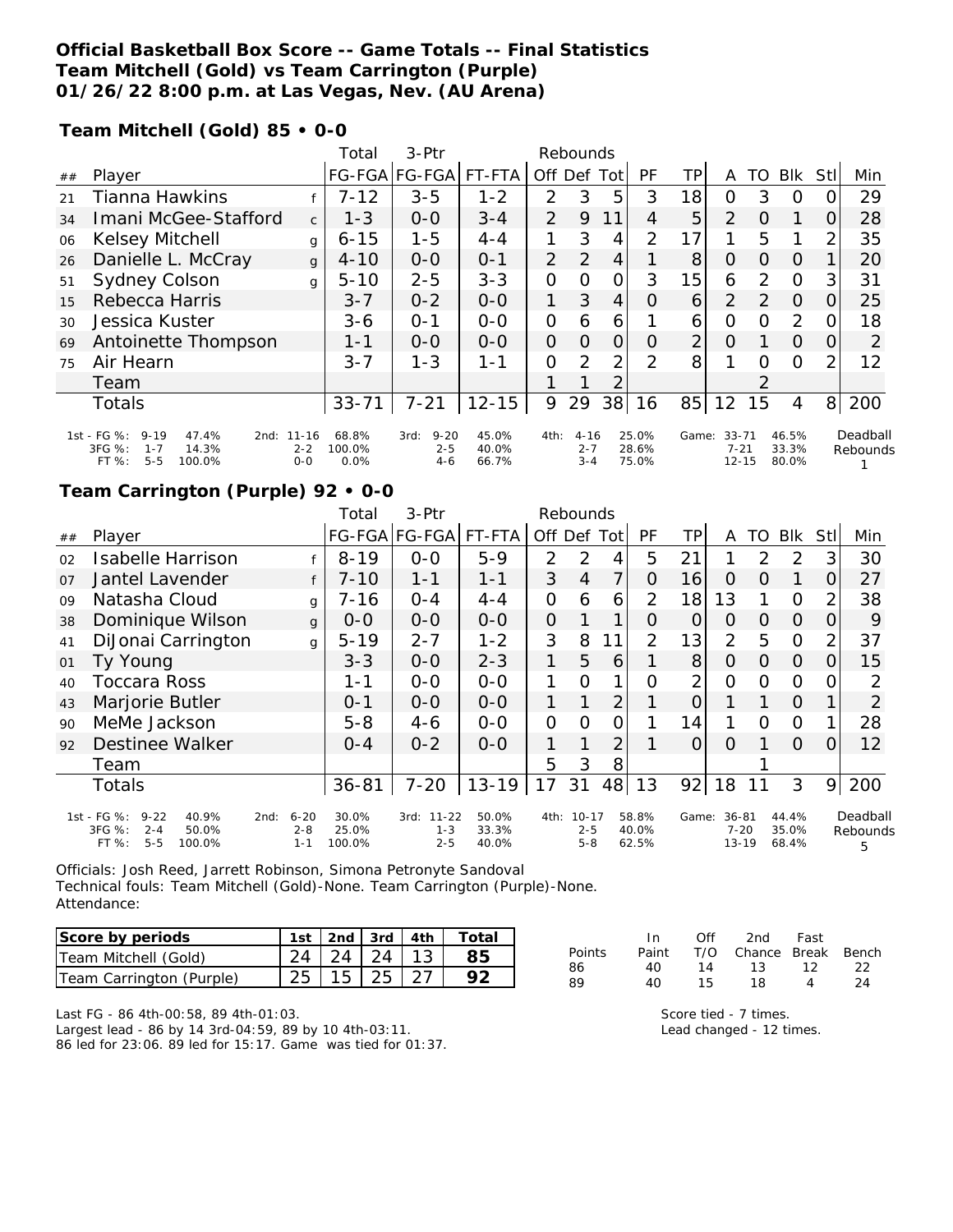# Official Basketball Box Score -- Game Totals -- Final Statistics
## Team Mitchell (Gold) vs Team Carrington (Purple)
### 01/26/22 8:00 p.m. at Las Vegas, Nev. (AU Arena)

**Team Mitchell (Gold) 85 • 0-0**

| ## | Player | | Total FG-FGA | 3-Ptr FG-FGA | FT-FTA | Off | Def | Tot | PF | TP | A | TO | Blk | Stl | Min |
|---|---|---|---|---|---|---|---|---|---|---|---|---|---|---|---|
| 21 | Tianna Hawkins | f | 7-12 | 3-5 | 1-2 | 2 | 3 | 5 | 3 | 18 | 0 | 3 | 0 | 0 | 29 |
| 34 | Imani McGee-Stafford | c | 1-3 | 0-0 | 3-4 | 2 | 9 | 11 | 4 | 5 | 2 | 0 | 1 | 0 | 28 |
| 06 | Kelsey Mitchell | g | 6-15 | 1-5 | 4-4 | 1 | 3 | 4 | 2 | 17 | 1 | 5 | 1 | 2 | 35 |
| 26 | Danielle L. McCray | g | 4-10 | 0-0 | 0-1 | 2 | 2 | 4 | 1 | 8 | 0 | 0 | 0 | 1 | 20 |
| 51 | Sydney Colson | g | 5-10 | 2-5 | 3-3 | 0 | 0 | 0 | 3 | 15 | 6 | 2 | 0 | 3 | 31 |
| 15 | Rebecca Harris | | 3-7 | 0-2 | 0-0 | 1 | 3 | 4 | 0 | 6 | 2 | 2 | 0 | 0 | 25 |
| 30 | Jessica Kuster | | 3-6 | 0-1 | 0-0 | 0 | 6 | 6 | 1 | 6 | 0 | 0 | 2 | 0 | 18 |
| 69 | Antoinette Thompson | | 1-1 | 0-0 | 0-0 | 0 | 0 | 0 | 0 | 2 | 0 | 1 | 0 | 0 | 2 |
| 75 | Air Hearn | | 3-7 | 1-3 | 1-1 | 0 | 2 | 2 | 2 | 8 | 1 | 0 | 0 | 2 | 12 |
| | Team | | | | | 1 | 1 | 2 | | | | 2 | | | |
| | Totals | | 33-71 | 7-21 | 12-15 | 9 | 29 | 38 | 16 | 85 | 12 | 15 | 4 | 8 | 200 |

| | 1st | | 2nd | | 3rd | | 4th | | Game | | Deadball Rebounds |
|---|---|---|---|---|---|---|---|---|---|---|---|
| FG % | 9-19 | 47.4% | 11-16 | 68.8% | 9-20 | 45.0% | 4-16 | 25.0% | 33-71 | 46.5% | 1 |
| 3FG % | 1-7 | 14.3% | 2-2 | 100.0% | 2-5 | 40.0% | 2-7 | 28.6% | 7-21 | 33.3% | |
| FT % | 5-5 | 100.0% | 0-0 | 0.0% | 4-6 | 66.7% | 3-4 | 75.0% | 12-15 | 80.0% | |

**Team Carrington (Purple) 92 • 0-0**

| ## | Player | | Total FG-FGA | 3-Ptr FG-FGA | FT-FTA | Off | Def | Tot | PF | TP | A | TO | Blk | Stl | Min |
|---|---|---|---|---|---|---|---|---|---|---|---|---|---|---|---|
| 02 | Isabelle Harrison | f | 8-19 | 0-0 | 5-9 | 2 | 2 | 4 | 5 | 21 | 1 | 2 | 2 | 3 | 30 |
| 07 | Jantel Lavender | f | 7-10 | 1-1 | 1-1 | 3 | 4 | 7 | 0 | 16 | 0 | 0 | 1 | 0 | 27 |
| 09 | Natasha Cloud | g | 7-16 | 0-4 | 4-4 | 0 | 6 | 6 | 2 | 18 | 13 | 1 | 0 | 2 | 38 |
| 38 | Dominique Wilson | g | 0-0 | 0-0 | 0-0 | 0 | 1 | 1 | 0 | 0 | 0 | 0 | 0 | 0 | 9 |
| 41 | DiJonai Carrington | g | 5-19 | 2-7 | 1-2 | 3 | 8 | 11 | 2 | 13 | 2 | 5 | 0 | 2 | 37 |
| 01 | Ty Young | | 3-3 | 0-0 | 2-3 | 1 | 5 | 6 | 1 | 8 | 0 | 0 | 0 | 0 | 15 |
| 40 | Toccara Ross | | 1-1 | 0-0 | 0-0 | 1 | 0 | 1 | 0 | 2 | 0 | 0 | 0 | 0 | 2 |
| 43 | Marjorie Butler | | 0-1 | 0-0 | 0-0 | 1 | 1 | 2 | 1 | 0 | 1 | 1 | 0 | 1 | 2 |
| 90 | MeMe Jackson | | 5-8 | 4-6 | 0-0 | 0 | 0 | 0 | 1 | 14 | 1 | 0 | 0 | 1 | 28 |
| 92 | Destinee Walker | | 0-4 | 0-2 | 0-0 | 1 | 1 | 2 | 1 | 0 | 0 | 1 | 0 | 0 | 12 |
| | Team | | | | | 5 | 3 | 8 | | | | 1 | | | |
| | Totals | | 36-81 | 7-20 | 13-19 | 17 | 31 | 48 | 13 | 92 | 18 | 11 | 3 | 9 | 200 |

| | 1st | | 2nd | | 3rd | | 4th | | Game | | Deadball Rebounds |
|---|---|---|---|---|---|---|---|---|---|---|---|
| FG % | 9-22 | 40.9% | 6-20 | 30.0% | 11-22 | 50.0% | 10-17 | 58.8% | 36-81 | 44.4% | 5 |
| 3FG % | 2-4 | 50.0% | 2-8 | 25.0% | 1-3 | 33.3% | 2-5 | 40.0% | 7-20 | 35.0% | |
| FT % | 5-5 | 100.0% | 1-1 | 100.0% | 2-5 | 40.0% | 5-8 | 62.5% | 13-19 | 68.4% | |

Officials: Josh Reed, Jarrett Robinson, Simona Petronyte Sandoval
Technical fouls: Team Mitchell (Gold)-None. Team Carrington (Purple)-None.
Attendance:

| Score by periods | 1st | 2nd | 3rd | 4th | Total |
|---|---|---|---|---|---|
| Team Mitchell (Gold) | 24 | 24 | 24 | 13 | 85 |
| Team Carrington (Purple) | 25 | 15 | 25 | 27 | 92 |

| Points | In Paint | Off T/O | 2nd Chance | Fast Break | Bench |
|---|---|---|---|---|---|
| 86 | 40 | 14 | 13 | 12 | 22 |
| 89 | 40 | 15 | 18 | 4 | 24 |

Last FG - 86 4th-00:58, 89 4th-01:03.
Largest lead - 86 by 14 3rd-04:59, 89 by 10 4th-03:11.
86 led for 23:06. 89 led for 15:17. Game was tied for 01:37.

Score tied - 7 times.
Lead changed - 12 times.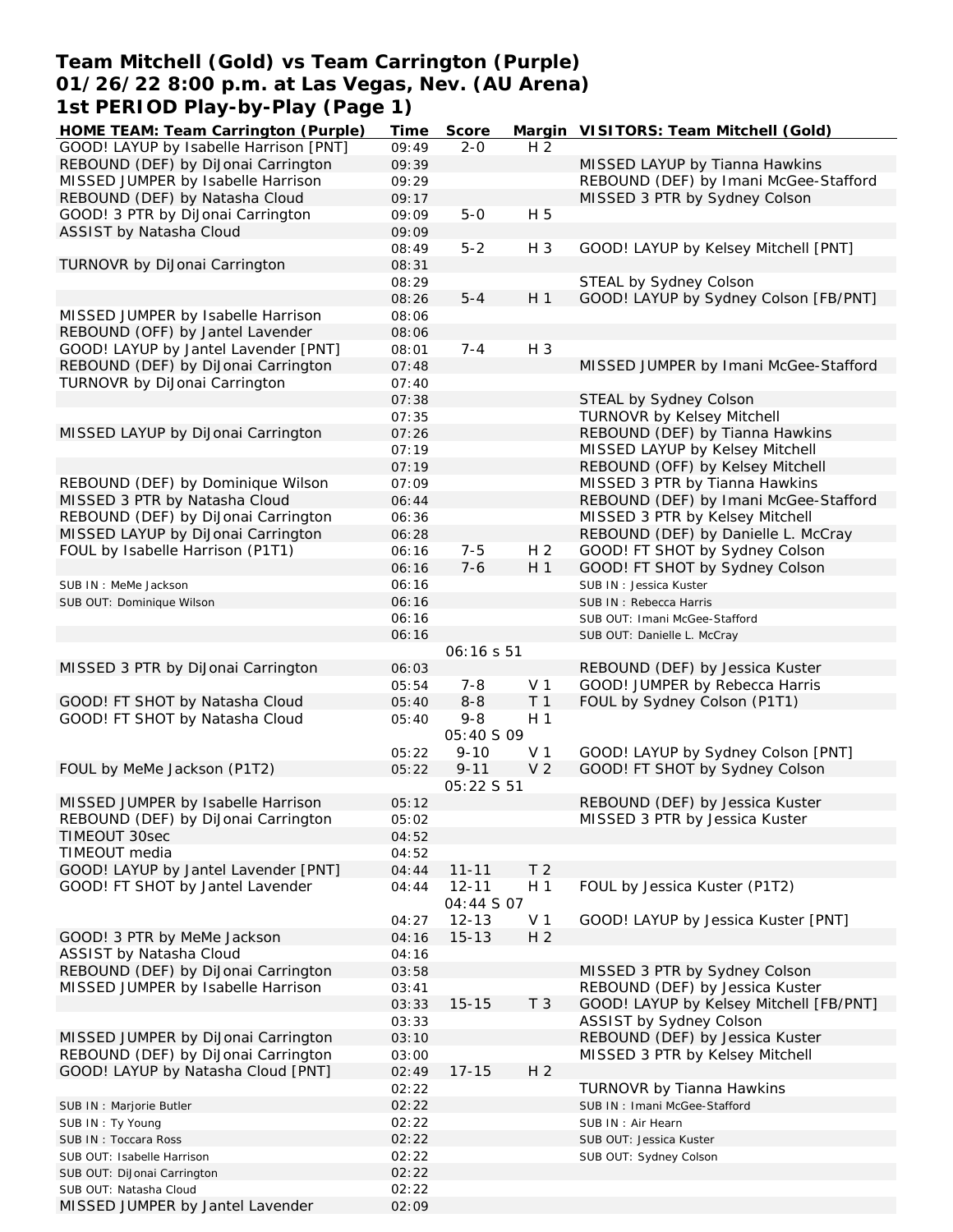# Team Mitchell (Gold) vs Team Carrington (Purple)
## 01/26/22 8:00 p.m. at Las Vegas, Nev. (AU Arena)
## 1st PERIOD Play-by-Play (Page 1)

| HOME TEAM: Team Carrington (Purple) | Time | Score | Margin | VISITORS: Team Mitchell (Gold) |
|---|---|---|---|---|
| GOOD! LAYUP by Isabelle Harrison [PNT] | 09:49 | 2-0 | H 2 | |
| REBOUND (DEF) by DiJonai Carrington | 09:39 | | | MISSED LAYUP by Tianna Hawkins |
| MISSED JUMPER by Isabelle Harrison | 09:29 | | | REBOUND (DEF) by Imani McGee-Stafford |
| REBOUND (DEF) by Natasha Cloud | 09:17 | | | MISSED 3 PTR by Sydney Colson |
| GOOD! 3 PTR by DiJonai Carrington | 09:09 | 5-0 | H 5 | |
| ASSIST by Natasha Cloud | 09:09 | | | |
| | 08:49 | 5-2 | H 3 | GOOD! LAYUP by Kelsey Mitchell [PNT] |
| TURNOVR by DiJonai Carrington | 08:31 | | | |
| | 08:29 | | | STEAL by Sydney Colson |
| | 08:26 | 5-4 | H 1 | GOOD! LAYUP by Sydney Colson [FB/PNT] |
| MISSED JUMPER by Isabelle Harrison | 08:06 | | | |
| REBOUND (OFF) by Jantel Lavender | 08:06 | | | |
| GOOD! LAYUP by Jantel Lavender [PNT] | 08:01 | 7-4 | H 3 | |
| REBOUND (DEF) by DiJonai Carrington | 07:48 | | | MISSED JUMPER by Imani McGee-Stafford |
| TURNOVR by DiJonai Carrington | 07:40 | | | |
| | 07:38 | | | STEAL by Sydney Colson |
| | 07:35 | | | TURNOVR by Kelsey Mitchell |
| MISSED LAYUP by DiJonai Carrington | 07:26 | | | REBOUND (DEF) by Tianna Hawkins |
| | 07:19 | | | MISSED LAYUP by Kelsey Mitchell |
| | 07:19 | | | REBOUND (OFF) by Kelsey Mitchell |
| REBOUND (DEF) by Dominique Wilson | 07:09 | | | MISSED 3 PTR by Tianna Hawkins |
| MISSED 3 PTR by Natasha Cloud | 06:44 | | | REBOUND (DEF) by Imani McGee-Stafford |
| REBOUND (DEF) by DiJonai Carrington | 06:36 | | | MISSED 3 PTR by Kelsey Mitchell |
| MISSED LAYUP by DiJonai Carrington | 06:28 | | | REBOUND (DEF) by Danielle L. McCray |
| FOUL by Isabelle Harrison (P1T1) | 06:16 | 7-5 | H 2 | GOOD! FT SHOT by Sydney Colson |
| | 06:16 | 7-6 | H 1 | GOOD! FT SHOT by Sydney Colson |
| SUB IN : MeMe Jackson | 06:16 | | | SUB IN : Jessica Kuster |
| SUB OUT: Dominique Wilson | 06:16 | | | SUB IN : Rebecca Harris |
| | 06:16 | | | SUB OUT: Imani McGee-Stafford |
| | 06:16 | | | SUB OUT: Danielle L. McCray |
| | | 06:16 s 51 | | |
| MISSED 3 PTR by DiJonai Carrington | 06:03 | | | REBOUND (DEF) by Jessica Kuster |
| | 05:54 | 7-8 | V 1 | GOOD! JUMPER by Rebecca Harris |
| GOOD! FT SHOT by Natasha Cloud | 05:40 | 8-8 | T 1 | FOUL by Sydney Colson (P1T1) |
| GOOD! FT SHOT by Natasha Cloud | 05:40 | 9-8 | H 1 | |
| | | 05:40 S 09 | | |
| | 05:22 | 9-10 | V 1 | GOOD! LAYUP by Sydney Colson [PNT] |
| FOUL by MeMe Jackson (P1T2) | 05:22 | 9-11 | V 2 | GOOD! FT SHOT by Sydney Colson |
| | | 05:22 S 51 | | |
| MISSED JUMPER by Isabelle Harrison | 05:12 | | | REBOUND (DEF) by Jessica Kuster |
| REBOUND (DEF) by DiJonai Carrington | 05:02 | | | MISSED 3 PTR by Jessica Kuster |
| TIMEOUT 30sec | 04:52 | | | |
| TIMEOUT media | 04:52 | | | |
| GOOD! LAYUP by Jantel Lavender [PNT] | 04:44 | 11-11 | T 2 | |
| GOOD! FT SHOT by Jantel Lavender | 04:44 | 12-11 | H 1 | FOUL by Jessica Kuster (P1T2) |
| | | 04:44 S 07 | | |
| | 04:27 | 12-13 | V 1 | GOOD! LAYUP by Jessica Kuster [PNT] |
| GOOD! 3 PTR by MeMe Jackson | 04:16 | 15-13 | H 2 | |
| ASSIST by Natasha Cloud | 04:16 | | | |
| REBOUND (DEF) by DiJonai Carrington | 03:58 | | | MISSED 3 PTR by Sydney Colson |
| MISSED JUMPER by Isabelle Harrison | 03:41 | | | REBOUND (DEF) by Jessica Kuster |
| | 03:33 | 15-15 | T 3 | GOOD! LAYUP by Kelsey Mitchell [FB/PNT] |
| | 03:33 | | | ASSIST by Sydney Colson |
| MISSED JUMPER by DiJonai Carrington | 03:10 | | | REBOUND (DEF) by Jessica Kuster |
| REBOUND (DEF) by DiJonai Carrington | 03:00 | | | MISSED 3 PTR by Kelsey Mitchell |
| GOOD! LAYUP by Natasha Cloud [PNT] | 02:49 | 17-15 | H 2 | |
| | 02:22 | | | TURNOVR by Tianna Hawkins |
| SUB IN : Marjorie Butler | 02:22 | | | SUB IN : Imani McGee-Stafford |
| SUB IN : Ty Young | 02:22 | | | SUB IN : Air Hearn |
| SUB IN : Toccara Ross | 02:22 | | | SUB OUT: Jessica Kuster |
| SUB OUT: Isabelle Harrison | 02:22 | | | SUB OUT: Sydney Colson |
| SUB OUT: DiJonai Carrington | 02:22 | | | |
| SUB OUT: Natasha Cloud | 02:22 | | | |
| MISSED JUMPER by Jantel Lavender | 02:09 | | | |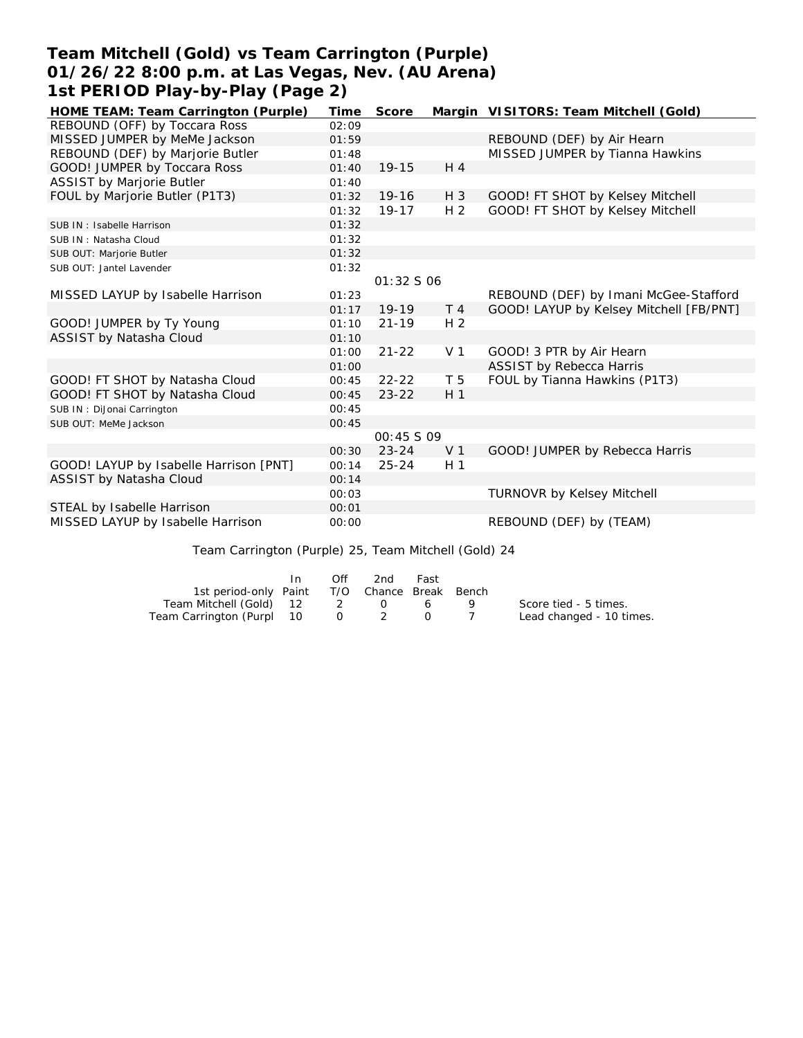# Team Mitchell (Gold) vs Team Carrington (Purple)
## 01/26/22 8:00 p.m. at Las Vegas, Nev. (AU Arena)
## 1st PERIOD Play-by-Play (Page 2)

| HOME TEAM: Team Carrington (Purple) | Time | Score | Margin | VISITORS: Team Mitchell (Gold) |
|---|---|---|---|---|
| REBOUND (OFF) by Toccara Ross | 02:09 | | | |
| MISSED JUMPER by MeMe Jackson | 01:59 | | | REBOUND (DEF) by Air Hearn |
| REBOUND (DEF) by Marjorie Butler | 01:48 | | | MISSED JUMPER by Tianna Hawkins |
| GOOD! JUMPER by Toccara Ross | 01:40 | 19-15 | H 4 | |
| ASSIST by Marjorie Butler | 01:40 | | | |
| FOUL by Marjorie Butler (P1T3) | 01:32 | 19-16 | H 3 | GOOD! FT SHOT by Kelsey Mitchell |
| | 01:32 | 19-17 | H 2 | GOOD! FT SHOT by Kelsey Mitchell |
| SUB IN : Isabelle Harrison | 01:32 | | | |
| SUB IN : Natasha Cloud | 01:32 | | | |
| SUB OUT: Marjorie Butler | 01:32 | | | |
| SUB OUT: Jantel Lavender | 01:32 | | | |
| | | 01:32 S 06 | | |
| MISSED LAYUP by Isabelle Harrison | 01:23 | | | REBOUND (DEF) by Imani McGee-Stafford |
| | 01:17 | 19-19 | T 4 | GOOD! LAYUP by Kelsey Mitchell [FB/PNT] |
| GOOD! JUMPER by Ty Young | 01:10 | 21-19 | H 2 | |
| ASSIST by Natasha Cloud | 01:10 | | | |
| | 01:00 | 21-22 | V 1 | GOOD! 3 PTR by Air Hearn |
| | 01:00 | | | ASSIST by Rebecca Harris |
| GOOD! FT SHOT by Natasha Cloud | 00:45 | 22-22 | T 5 | FOUL by Tianna Hawkins (P1T3) |
| GOOD! FT SHOT by Natasha Cloud | 00:45 | 23-22 | H 1 | |
| SUB IN : DiJonai Carrington | 00:45 | | | |
| SUB OUT: MeMe Jackson | 00:45 | | | |
| | | 00:45 S 09 | | |
| | 00:30 | 23-24 | V 1 | GOOD! JUMPER by Rebecca Harris |
| GOOD! LAYUP by Isabelle Harrison [PNT] | 00:14 | 25-24 | H 1 | |
| ASSIST by Natasha Cloud | 00:14 | | | |
| | 00:03 | | | TURNOVR by Kelsey Mitchell |
| STEAL by Isabelle Harrison | 00:01 | | | |
| MISSED LAYUP by Isabelle Harrison | 00:00 | | | REBOUND (DEF) by (TEAM) |

Team Carrington (Purple) 25, Team Mitchell (Gold) 24

| 1st period-only | In Paint | Off T/O | 2nd Chance | Fast Break | Bench |
|---|---|---|---|---|---|
| Team Mitchell (Gold) | 12 | 2 | 0 | 6 | 9 |
| Team Carrington (Purpl | 10 | 0 | 2 | 0 | 7 |

Score tied - 5 times.
Lead changed - 10 times.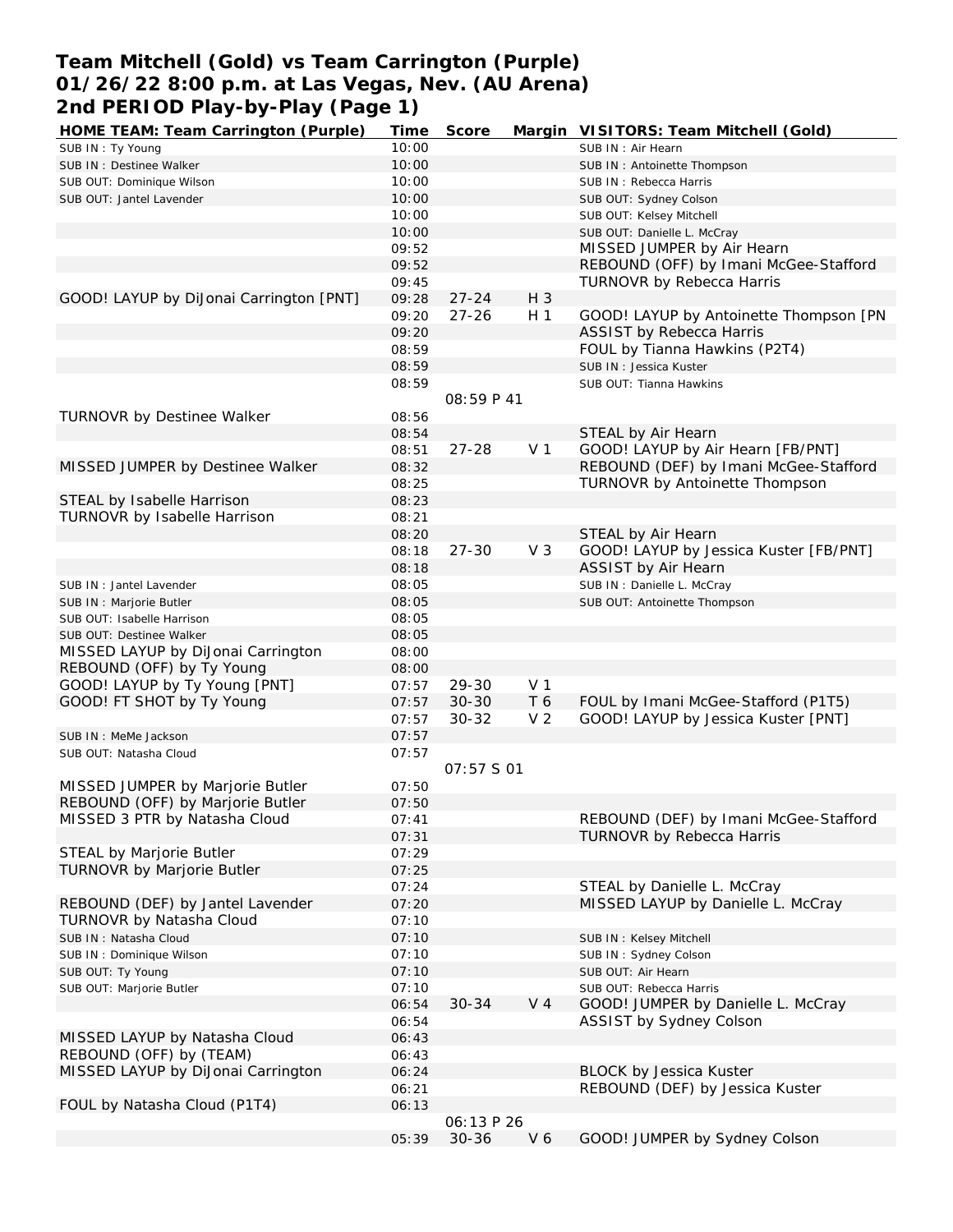# Team Mitchell (Gold) vs Team Carrington (Purple)
# 01/26/22 8:00 p.m. at Las Vegas, Nev. (AU Arena)
# 2nd PERIOD Play-by-Play (Page 1)

| HOME TEAM: Team Carrington (Purple) | Time | Score | Margin | VISITORS: Team Mitchell (Gold) |
|---|---|---|---|---|
| SUB IN : Ty Young | 10:00 | | | SUB IN : Air Hearn |
| SUB IN : Destinee Walker | 10:00 | | | SUB IN : Antoinette Thompson |
| SUB OUT: Dominique Wilson | 10:00 | | | SUB IN : Rebecca Harris |
| SUB OUT: Jantel Lavender | 10:00 | | | SUB OUT: Sydney Colson |
| | 10:00 | | | SUB OUT: Kelsey Mitchell |
| | 10:00 | | | SUB OUT: Danielle L. McCray |
| | 09:52 | | | MISSED JUMPER by Air Hearn |
| | 09:52 | | | REBOUND (OFF) by Imani McGee-Stafford |
| | 09:45 | | | TURNOVR by Rebecca Harris |
| GOOD! LAYUP by DiJonai Carrington [PNT] | 09:28 | 27-24 | H 3 | |
| | 09:20 | 27-26 | H 1 | GOOD! LAYUP by Antoinette Thompson [PN |
| | 09:20 | | | ASSIST by Rebecca Harris |
| | 08:59 | | | FOUL by Tianna Hawkins (P2T4) |
| | 08:59 | | | SUB IN : Jessica Kuster |
| | 08:59 | | | SUB OUT: Tianna Hawkins |
| | | 08:59 P 41 | | |
| TURNOVR by Destinee Walker | 08:56 | | | |
| | 08:54 | | | STEAL by Air Hearn |
| | 08:51 | 27-28 | V 1 | GOOD! LAYUP by Air Hearn [FB/PNT] |
| MISSED JUMPER by Destinee Walker | 08:32 | | | REBOUND (DEF) by Imani McGee-Stafford |
| | 08:25 | | | TURNOVR by Antoinette Thompson |
| STEAL by Isabelle Harrison | 08:23 | | | |
| TURNOVR by Isabelle Harrison | 08:21 | | | |
| | 08:20 | | | STEAL by Air Hearn |
| | 08:18 | 27-30 | V 3 | GOOD! LAYUP by Jessica Kuster [FB/PNT] |
| | 08:18 | | | ASSIST by Air Hearn |
| SUB IN : Jantel Lavender | 08:05 | | | SUB IN : Danielle L. McCray |
| SUB IN : Marjorie Butler | 08:05 | | | SUB OUT: Antoinette Thompson |
| SUB OUT: Isabelle Harrison | 08:05 | | | |
| SUB OUT: Destinee Walker | 08:05 | | | |
| MISSED LAYUP by DiJonai Carrington | 08:00 | | | |
| REBOUND (OFF) by Ty Young | 08:00 | | | |
| GOOD! LAYUP by Ty Young [PNT] | 07:57 | 29-30 | V 1 | |
| GOOD! FT SHOT by Ty Young | 07:57 | 30-30 | T 6 | FOUL by Imani McGee-Stafford (P1T5) |
| | 07:57 | 30-32 | V 2 | GOOD! LAYUP by Jessica Kuster [PNT] |
| SUB IN : MeMe Jackson | 07:57 | | | |
| SUB OUT: Natasha Cloud | 07:57 | | | |
| | | 07:57 S 01 | | |
| MISSED JUMPER by Marjorie Butler | 07:50 | | | |
| REBOUND (OFF) by Marjorie Butler | 07:50 | | | |
| MISSED 3 PTR by Natasha Cloud | 07:41 | | | REBOUND (DEF) by Imani McGee-Stafford |
| | 07:31 | | | TURNOVR by Rebecca Harris |
| STEAL by Marjorie Butler | 07:29 | | | |
| TURNOVR by Marjorie Butler | 07:25 | | | |
| | 07:24 | | | STEAL by Danielle L. McCray |
| REBOUND (DEF) by Jantel Lavender | 07:20 | | | MISSED LAYUP by Danielle L. McCray |
| TURNOVR by Natasha Cloud | 07:10 | | | |
| SUB IN : Natasha Cloud | 07:10 | | | SUB IN : Kelsey Mitchell |
| SUB IN : Dominique Wilson | 07:10 | | | SUB IN : Sydney Colson |
| SUB OUT: Ty Young | 07:10 | | | SUB OUT: Air Hearn |
| SUB OUT: Marjorie Butler | 07:10 | | | SUB OUT: Rebecca Harris |
| | 06:54 | 30-34 | V 4 | GOOD! JUMPER by Danielle L. McCray |
| | 06:54 | | | ASSIST by Sydney Colson |
| MISSED LAYUP by Natasha Cloud | 06:43 | | | |
| REBOUND (OFF) by (TEAM) | 06:43 | | | |
| MISSED LAYUP by DiJonai Carrington | 06:24 | | | BLOCK by Jessica Kuster |
| | 06:21 | | | REBOUND (DEF) by Jessica Kuster |
| FOUL by Natasha Cloud (P1T4) | 06:13 | | | |
| | | 06:13 P 26 | | |
| | 05:39 | 30-36 | V 6 | GOOD! JUMPER by Sydney Colson |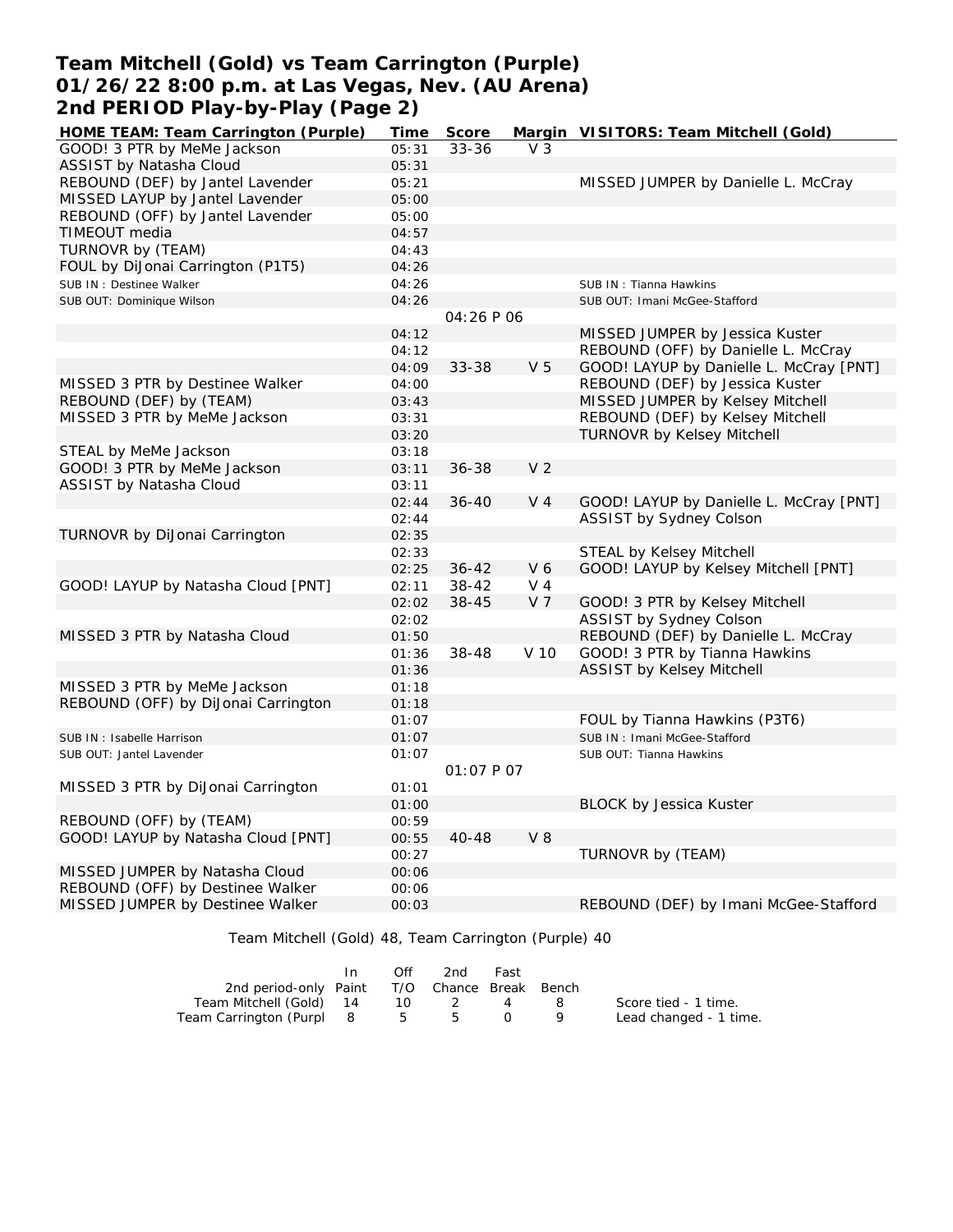# Team Mitchell (Gold) vs Team Carrington (Purple)
# 01/26/22 8:00 p.m. at Las Vegas, Nev. (AU Arena)
# 2nd PERIOD Play-by-Play (Page 2)

| HOME TEAM: Team Carrington (Purple) | Time | Score | Margin | VISITORS: Team Mitchell (Gold) |
|---|---|---|---|---|
| GOOD! 3 PTR by MeMe Jackson | 05:31 | 33-36 | V 3 | |
| ASSIST by Natasha Cloud | 05:31 | | | |
| REBOUND (DEF) by Jantel Lavender | 05:21 | | | MISSED JUMPER by Danielle L. McCray |
| MISSED LAYUP by Jantel Lavender | 05:00 | | | |
| REBOUND (OFF) by Jantel Lavender | 05:00 | | | |
| TIMEOUT media | 04:57 | | | |
| TURNOVR by (TEAM) | 04:43 | | | |
| FOUL by DiJonai Carrington (P1T5) | 04:26 | | | |
| SUB IN : Destinee Walker | 04:26 | | | SUB IN : Tianna Hawkins |
| SUB OUT: Dominique Wilson | 04:26 | | | SUB OUT: Imani McGee-Stafford |
| | | 04:26 P 06 | | |
| | 04:12 | | | MISSED JUMPER by Jessica Kuster |
| | 04:12 | | | REBOUND (OFF) by Danielle L. McCray |
| | 04:09 | 33-38 | V 5 | GOOD! LAYUP by Danielle L. McCray [PNT] |
| MISSED 3 PTR by Destinee Walker | 04:00 | | | REBOUND (DEF) by Jessica Kuster |
| REBOUND (DEF) by (TEAM) | 03:43 | | | MISSED JUMPER by Kelsey Mitchell |
| MISSED 3 PTR by MeMe Jackson | 03:31 | | | REBOUND (DEF) by Kelsey Mitchell |
| | 03:20 | | | TURNOVR by Kelsey Mitchell |
| STEAL by MeMe Jackson | 03:18 | | | |
| GOOD! 3 PTR by MeMe Jackson | 03:11 | 36-38 | V 2 | |
| ASSIST by Natasha Cloud | 03:11 | | | |
| | 02:44 | 36-40 | V 4 | GOOD! LAYUP by Danielle L. McCray [PNT] |
| | 02:44 | | | ASSIST by Sydney Colson |
| TURNOVR by DiJonai Carrington | 02:35 | | | |
| | 02:33 | | | STEAL by Kelsey Mitchell |
| | 02:25 | 36-42 | V 6 | GOOD! LAYUP by Kelsey Mitchell [PNT] |
| GOOD! LAYUP by Natasha Cloud [PNT] | 02:11 | 38-42 | V 4 | |
| | 02:02 | 38-45 | V 7 | GOOD! 3 PTR by Kelsey Mitchell |
| | 02:02 | | | ASSIST by Sydney Colson |
| MISSED 3 PTR by Natasha Cloud | 01:50 | | | REBOUND (DEF) by Danielle L. McCray |
| | 01:36 | 38-48 | V 10 | GOOD! 3 PTR by Tianna Hawkins |
| | 01:36 | | | ASSIST by Kelsey Mitchell |
| MISSED 3 PTR by MeMe Jackson | 01:18 | | | |
| REBOUND (OFF) by DiJonai Carrington | 01:18 | | | |
| | 01:07 | | | FOUL by Tianna Hawkins (P3T6) |
| SUB IN : Isabelle Harrison | 01:07 | | | SUB IN : Imani McGee-Stafford |
| SUB OUT: Jantel Lavender | 01:07 | | | SUB OUT: Tianna Hawkins |
| | | 01:07 P 07 | | |
| MISSED 3 PTR by DiJonai Carrington | 01:01 | | | |
| | 01:00 | | | BLOCK by Jessica Kuster |
| REBOUND (OFF) by (TEAM) | 00:59 | | | |
| GOOD! LAYUP by Natasha Cloud [PNT] | 00:55 | 40-48 | V 8 | |
| | 00:27 | | | TURNOVR by (TEAM) |
| MISSED JUMPER by Natasha Cloud | 00:06 | | | |
| REBOUND (OFF) by Destinee Walker | 00:06 | | | |
| MISSED JUMPER by Destinee Walker | 00:03 | | | REBOUND (DEF) by Imani McGee-Stafford |

Team Mitchell (Gold) 48, Team Carrington (Purple) 40

| 2nd period-only | In Paint | Off T/O | 2nd Chance | Fast Break | Bench |
|---|---|---|---|---|---|
| Team Mitchell (Gold) | 14 | 10 | 2 | 4 | 8 |
| Team Carrington (Purpl | 8 | 5 | 5 | 0 | 9 |

Score tied - 1 time.
Lead changed - 1 time.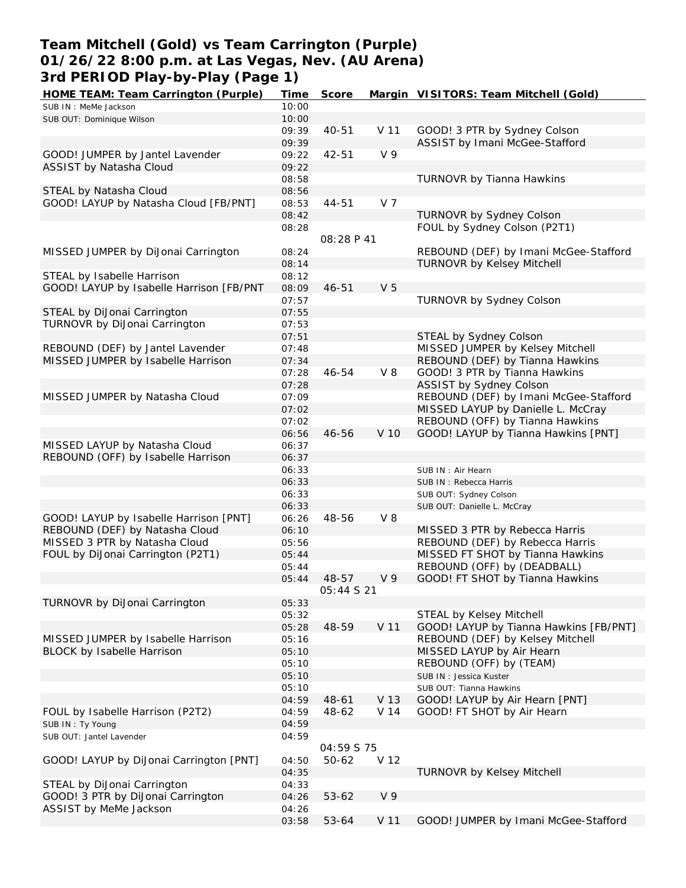# Team Mitchell (Gold) vs Team Carrington (Purple)
## 01/26/22 8:00 p.m. at Las Vegas, Nev. (AU Arena)
## 3rd PERIOD Play-by-Play (Page 1)

| HOME TEAM: Team Carrington (Purple) | Time | Score | Margin | VISITORS: Team Mitchell (Gold) |
|---|---|---|---|---|
| SUB IN : MeMe Jackson | 10:00 | | | |
| SUB OUT: Dominique Wilson | 10:00 | | | |
| | 09:39 | 40-51 | V 11 | GOOD! 3 PTR by Sydney Colson |
| | 09:39 | | | ASSIST by Imani McGee-Stafford |
| GOOD! JUMPER by Jantel Lavender | 09:22 | 42-51 | V 9 | |
| ASSIST by Natasha Cloud | 09:22 | | | |
| | 08:58 | | | TURNOVR by Tianna Hawkins |
| STEAL by Natasha Cloud | 08:56 | | | |
| GOOD! LAYUP by Natasha Cloud [FB/PNT] | 08:53 | 44-51 | V 7 | |
| | 08:42 | | | TURNOVR by Sydney Colson |
| | 08:28 | | | FOUL by Sydney Colson (P2T1) |
| | | 08:28 P 41 | | |
| MISSED JUMPER by DiJonai Carrington | 08:24 | | | REBOUND (DEF) by Imani McGee-Stafford |
| | 08:14 | | | TURNOVR by Kelsey Mitchell |
| STEAL by Isabelle Harrison | 08:12 | | | |
| GOOD! LAYUP by Isabelle Harrison [FB/PNT | 08:09 | 46-51 | V 5 | |
| | 07:57 | | | TURNOVR by Sydney Colson |
| STEAL by DiJonai Carrington | 07:55 | | | |
| TURNOVR by DiJonai Carrington | 07:53 | | | |
| | 07:51 | | | STEAL by Sydney Colson |
| REBOUND (DEF) by Jantel Lavender | 07:48 | | | MISSED JUMPER by Kelsey Mitchell |
| MISSED JUMPER by Isabelle Harrison | 07:34 | | | REBOUND (DEF) by Tianna Hawkins |
| | 07:28 | 46-54 | V 8 | GOOD! 3 PTR by Tianna Hawkins |
| | 07:28 | | | ASSIST by Sydney Colson |
| MISSED JUMPER by Natasha Cloud | 07:09 | | | REBOUND (DEF) by Imani McGee-Stafford |
| | 07:02 | | | MISSED LAYUP by Danielle L. McCray |
| | 07:02 | | | REBOUND (OFF) by Tianna Hawkins |
| | 06:56 | 46-56 | V 10 | GOOD! LAYUP by Tianna Hawkins [PNT] |
| MISSED LAYUP by Natasha Cloud | 06:37 | | | |
| REBOUND (OFF) by Isabelle Harrison | 06:37 | | | |
| | 06:33 | | | SUB IN : Air Hearn |
| | 06:33 | | | SUB IN : Rebecca Harris |
| | 06:33 | | | SUB OUT: Sydney Colson |
| | 06:33 | | | SUB OUT: Danielle L. McCray |
| GOOD! LAYUP by Isabelle Harrison [PNT] | 06:26 | 48-56 | V 8 | |
| REBOUND (DEF) by Natasha Cloud | 06:10 | | | MISSED 3 PTR by Rebecca Harris |
| MISSED 3 PTR by Natasha Cloud | 05:56 | | | REBOUND (DEF) by Rebecca Harris |
| FOUL by DiJonai Carrington (P2T1) | 05:44 | | | MISSED FT SHOT by Tianna Hawkins |
| | 05:44 | | | REBOUND (OFF) by (DEADBALL) |
| | 05:44 | 48-57 | V 9 | GOOD! FT SHOT by Tianna Hawkins |
| | | 05:44 S 21 | | |
| TURNOVR by DiJonai Carrington | 05:33 | | | |
| | 05:32 | | | STEAL by Kelsey Mitchell |
| | 05:28 | 48-59 | V 11 | GOOD! LAYUP by Tianna Hawkins [FB/PNT] |
| MISSED JUMPER by Isabelle Harrison | 05:16 | | | REBOUND (DEF) by Kelsey Mitchell |
| BLOCK by Isabelle Harrison | 05:10 | | | MISSED LAYUP by Air Hearn |
| | 05:10 | | | REBOUND (OFF) by (TEAM) |
| | 05:10 | | | SUB IN : Jessica Kuster |
| | 05:10 | | | SUB OUT: Tianna Hawkins |
| | 04:59 | 48-61 | V 13 | GOOD! LAYUP by Air Hearn [PNT] |
| FOUL by Isabelle Harrison (P2T2) | 04:59 | 48-62 | V 14 | GOOD! FT SHOT by Air Hearn |
| SUB IN : Ty Young | 04:59 | | | |
| SUB OUT: Jantel Lavender | 04:59 | | | |
| | | 04:59 S 75 | | |
| GOOD! LAYUP by DiJonai Carrington [PNT] | 04:50 | 50-62 | V 12 | |
| | 04:35 | | | TURNOVR by Kelsey Mitchell |
| STEAL by DiJonai Carrington | 04:33 | | | |
| GOOD! 3 PTR by DiJonai Carrington | 04:26 | 53-62 | V 9 | |
| ASSIST by MeMe Jackson | 04:26 | | | |
| | 03:58 | 53-64 | V 11 | GOOD! JUMPER by Imani McGee-Stafford |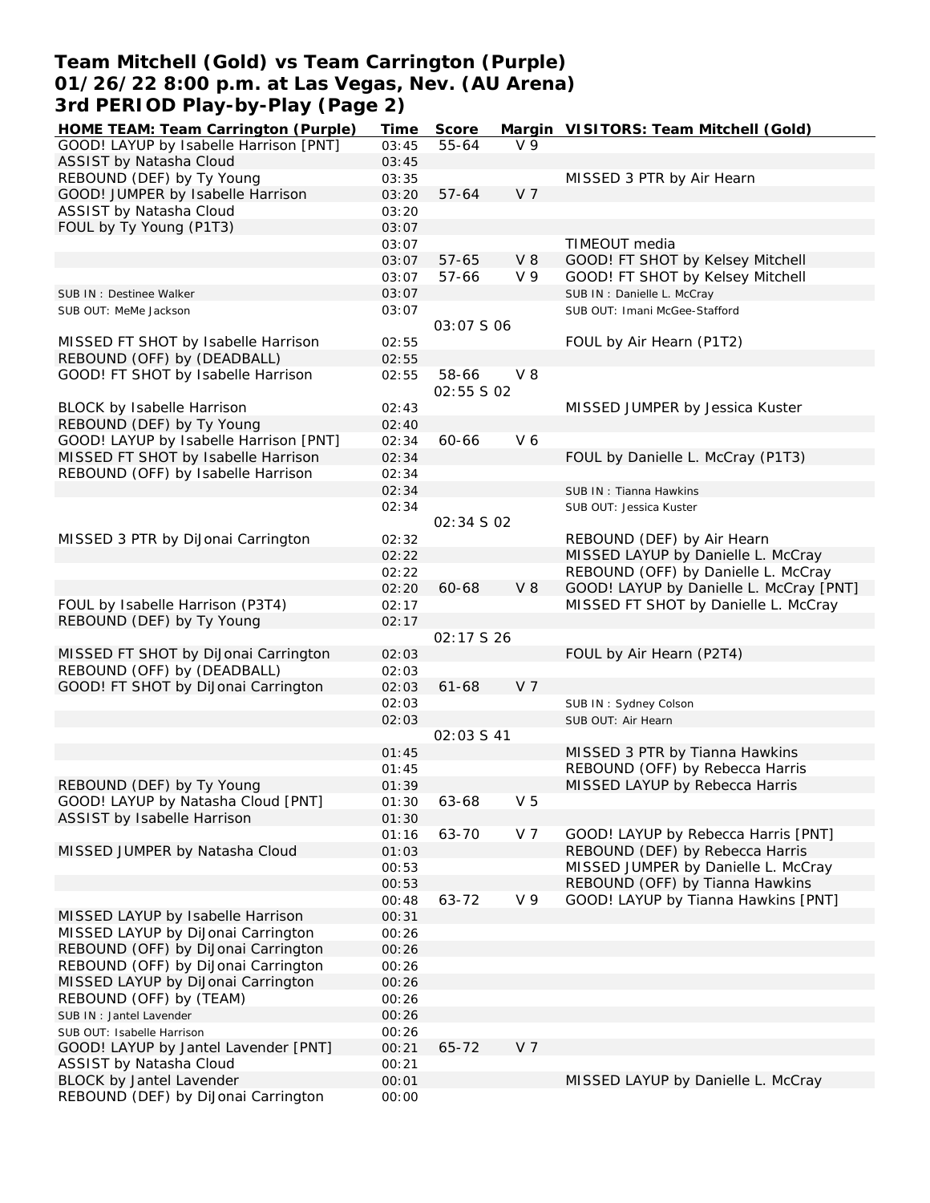# Team Mitchell (Gold) vs Team Carrington (Purple)
## 01/26/22 8:00 p.m. at Las Vegas, Nev. (AU Arena)
## 3rd PERIOD Play-by-Play (Page 2)

| HOME TEAM: Team Carrington (Purple) | Time | Score | Margin | VISITORS: Team Mitchell (Gold) |
|---|---|---|---|---|
| GOOD! LAYUP by Isabelle Harrison [PNT] | 03:45 | 55-64 | V 9 | |
| ASSIST by Natasha Cloud | 03:45 | | | |
| REBOUND (DEF) by Ty Young | 03:35 | | | MISSED 3 PTR by Air Hearn |
| GOOD! JUMPER by Isabelle Harrison | 03:20 | 57-64 | V 7 | |
| ASSIST by Natasha Cloud | 03:20 | | | |
| FOUL by Ty Young (P1T3) | 03:07 | | | |
| | 03:07 | | | TIMEOUT media |
| | 03:07 | 57-65 | V 8 | GOOD! FT SHOT by Kelsey Mitchell |
| | 03:07 | 57-66 | V 9 | GOOD! FT SHOT by Kelsey Mitchell |
| SUB IN : Destinee Walker | 03:07 | | | SUB IN : Danielle L. McCray |
| SUB OUT: MeMe Jackson | 03:07 | | | SUB OUT: Imani McGee-Stafford |
| | | 03:07 S 06 | | |
| MISSED FT SHOT by Isabelle Harrison | 02:55 | | | FOUL by Air Hearn (P1T2) |
| REBOUND (OFF) by (DEADBALL) | 02:55 | | | |
| GOOD! FT SHOT by Isabelle Harrison | 02:55 | 58-66 | V 8 | |
| | | 02:55 S 02 | | |
| BLOCK by Isabelle Harrison | 02:43 | | | MISSED JUMPER by Jessica Kuster |
| REBOUND (DEF) by Ty Young | 02:40 | | | |
| GOOD! LAYUP by Isabelle Harrison [PNT] | 02:34 | 60-66 | V 6 | |
| MISSED FT SHOT by Isabelle Harrison | 02:34 | | | FOUL by Danielle L. McCray (P1T3) |
| REBOUND (OFF) by Isabelle Harrison | 02:34 | | | |
| | 02:34 | | | SUB IN : Tianna Hawkins |
| | 02:34 | | | SUB OUT: Jessica Kuster |
| | | 02:34 S 02 | | |
| MISSED 3 PTR by DiJonai Carrington | 02:32 | | | REBOUND (DEF) by Air Hearn |
| | 02:22 | | | MISSED LAYUP by Danielle L. McCray |
| | 02:22 | | | REBOUND (OFF) by Danielle L. McCray |
| | 02:20 | 60-68 | V 8 | GOOD! LAYUP by Danielle L. McCray [PNT] |
| FOUL by Isabelle Harrison (P3T4) | 02:17 | | | MISSED FT SHOT by Danielle L. McCray |
| REBOUND (DEF) by Ty Young | 02:17 | | | |
| | | 02:17 S 26 | | |
| MISSED FT SHOT by DiJonai Carrington | 02:03 | | | FOUL by Air Hearn (P2T4) |
| REBOUND (OFF) by (DEADBALL) | 02:03 | | | |
| GOOD! FT SHOT by DiJonai Carrington | 02:03 | 61-68 | V 7 | |
| | 02:03 | | | SUB IN : Sydney Colson |
| | 02:03 | | | SUB OUT: Air Hearn |
| | | 02:03 S 41 | | |
| | 01:45 | | | MISSED 3 PTR by Tianna Hawkins |
| | 01:45 | | | REBOUND (OFF) by Rebecca Harris |
| REBOUND (DEF) by Ty Young | 01:39 | | | MISSED LAYUP by Rebecca Harris |
| GOOD! LAYUP by Natasha Cloud [PNT] | 01:30 | 63-68 | V 5 | |
| ASSIST by Isabelle Harrison | 01:30 | | | |
| | 01:16 | 63-70 | V 7 | GOOD! LAYUP by Rebecca Harris [PNT] |
| MISSED JUMPER by Natasha Cloud | 01:03 | | | REBOUND (DEF) by Rebecca Harris |
| | 00:53 | | | MISSED JUMPER by Danielle L. McCray |
| | 00:53 | | | REBOUND (OFF) by Tianna Hawkins |
| | 00:48 | 63-72 | V 9 | GOOD! LAYUP by Tianna Hawkins [PNT] |
| MISSED LAYUP by Isabelle Harrison | 00:31 | | | |
| MISSED LAYUP by DiJonai Carrington | 00:26 | | | |
| REBOUND (OFF) by DiJonai Carrington | 00:26 | | | |
| REBOUND (OFF) by DiJonai Carrington | 00:26 | | | |
| MISSED LAYUP by DiJonai Carrington | 00:26 | | | |
| REBOUND (OFF) by (TEAM) | 00:26 | | | |
| SUB IN : Jantel Lavender | 00:26 | | | |
| SUB OUT: Isabelle Harrison | 00:26 | | | |
| GOOD! LAYUP by Jantel Lavender [PNT] | 00:21 | 65-72 | V 7 | |
| ASSIST by Natasha Cloud | 00:21 | | | |
| BLOCK by Jantel Lavender | 00:01 | | | MISSED LAYUP by Danielle L. McCray |
| REBOUND (DEF) by DiJonai Carrington | 00:00 | | | |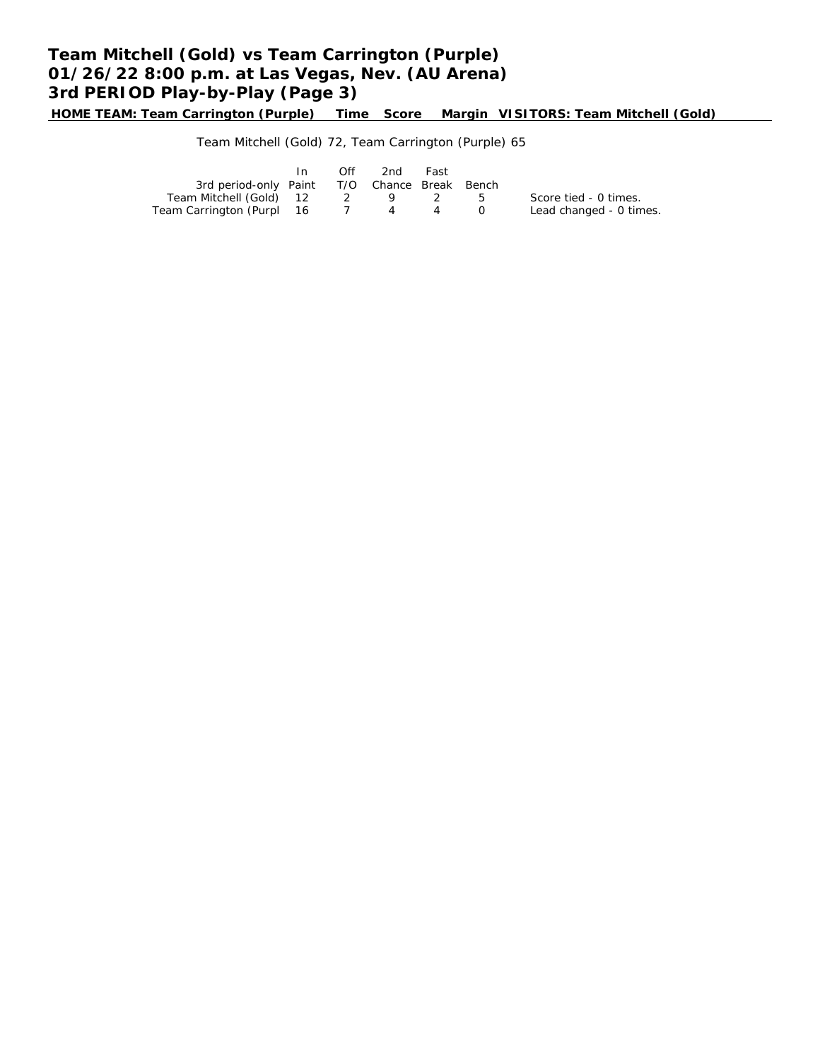# Team Mitchell (Gold) vs Team Carrington (Purple)
## 01/26/22 8:00 p.m. at Las Vegas, Nev. (AU Arena)
## 3rd PERIOD Play-by-Play (Page 3)

**HOME TEAM: Team Carrington (Purple) Time Score Margin VISITORS: Team Mitchell (Gold)**

Team Mitchell (Gold) 72, Team Carrington (Purple) 65

| 3rd period-only | In Paint | Off T/O | 2nd Chance | Fast Break | Bench |
|---|---|---|---|---|---|
| Team Mitchell (Gold) | 12 | 2 | 9 | 2 | 5 |
| Team Carrington (Purpl | 16 | 7 | 4 | 4 | 0 |

Score tied - 0 times.
Lead changed - 0 times.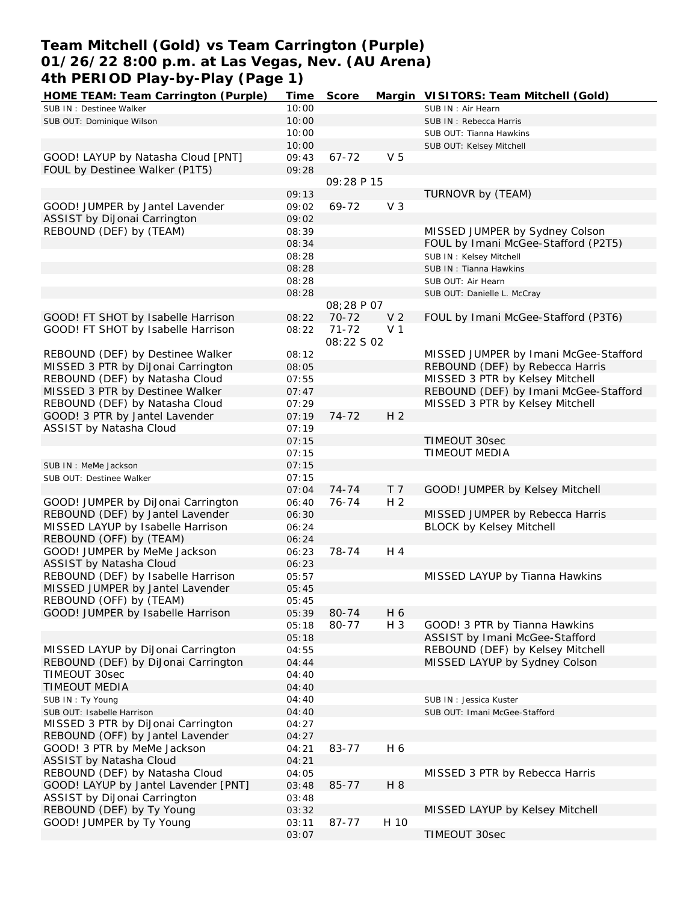# Team Mitchell (Gold) vs Team Carrington (Purple)
# 01/26/22 8:00 p.m. at Las Vegas, Nev. (AU Arena)
# 4th PERIOD Play-by-Play (Page 1)

| HOME TEAM: Team Carrington (Purple) | Time | Score | Margin | VISITORS: Team Mitchell (Gold) |
|---|---|---|---|---|
| SUB IN : Destinee Walker | 10:00 | | | SUB IN : Air Hearn |
| SUB OUT: Dominique Wilson | 10:00 | | | SUB IN : Rebecca Harris |
| | 10:00 | | | SUB OUT: Tianna Hawkins |
| | 10:00 | | | SUB OUT: Kelsey Mitchell |
| GOOD! LAYUP by Natasha Cloud [PNT] | 09:43 | 67-72 | V 5 | |
| FOUL by Destinee Walker (P1T5) | 09:28 | | | |
| | | 09:28 P 15 | | |
| | 09:13 | | | TURNOVR by (TEAM) |
| GOOD! JUMPER by Jantel Lavender | 09:02 | 69-72 | V 3 | |
| ASSIST by DiJonai Carrington | 09:02 | | | |
| REBOUND (DEF) by (TEAM) | 08:39 | | | MISSED JUMPER by Sydney Colson |
| | 08:34 | | | FOUL by Imani McGee-Stafford (P2T5) |
| | 08:28 | | | SUB IN : Kelsey Mitchell |
| | 08:28 | | | SUB IN : Tianna Hawkins |
| | 08:28 | | | SUB OUT: Air Hearn |
| | 08:28 | | | SUB OUT: Danielle L. McCray |
| | | 08;28 P 07 | | |
| GOOD! FT SHOT by Isabelle Harrison | 08:22 | 70-72 | V 2 | FOUL by Imani McGee-Stafford (P3T6) |
| GOOD! FT SHOT by Isabelle Harrison | 08:22 | 71-72 | V 1 | |
| | | 08:22 S 02 | | |
| REBOUND (DEF) by Destinee Walker | 08:12 | | | MISSED JUMPER by Imani McGee-Stafford |
| MISSED 3 PTR by DiJonai Carrington | 08:05 | | | REBOUND (DEF) by Rebecca Harris |
| REBOUND (DEF) by Natasha Cloud | 07:55 | | | MISSED 3 PTR by Kelsey Mitchell |
| MISSED 3 PTR by Destinee Walker | 07:47 | | | REBOUND (DEF) by Imani McGee-Stafford |
| REBOUND (DEF) by Natasha Cloud | 07:29 | | | MISSED 3 PTR by Kelsey Mitchell |
| GOOD! 3 PTR by Jantel Lavender | 07:19 | 74-72 | H 2 | |
| ASSIST by Natasha Cloud | 07:19 | | | |
| | 07:15 | | | TIMEOUT 30sec |
| | 07:15 | | | TIMEOUT MEDIA |
| SUB IN : MeMe Jackson | 07:15 | | | |
| SUB OUT: Destinee Walker | 07:15 | | | |
| | 07:04 | 74-74 | T 7 | GOOD! JUMPER by Kelsey Mitchell |
| GOOD! JUMPER by DiJonai Carrington | 06:40 | 76-74 | H 2 | |
| REBOUND (DEF) by Jantel Lavender | 06:30 | | | MISSED JUMPER by Rebecca Harris |
| MISSED LAYUP by Isabelle Harrison | 06:24 | | | BLOCK by Kelsey Mitchell |
| REBOUND (OFF) by (TEAM) | 06:24 | | | |
| GOOD! JUMPER by MeMe Jackson | 06:23 | 78-74 | H 4 | |
| ASSIST by Natasha Cloud | 06:23 | | | |
| REBOUND (DEF) by Isabelle Harrison | 05:57 | | | MISSED LAYUP by Tianna Hawkins |
| MISSED JUMPER by Jantel Lavender | 05:45 | | | |
| REBOUND (OFF) by (TEAM) | 05:45 | | | |
| GOOD! JUMPER by Isabelle Harrison | 05:39 | 80-74 | H 6 | |
| | 05:18 | 80-77 | H 3 | GOOD! 3 PTR by Tianna Hawkins |
| | 05:18 | | | ASSIST by Imani McGee-Stafford |
| MISSED LAYUP by DiJonai Carrington | 04:55 | | | REBOUND (DEF) by Kelsey Mitchell |
| REBOUND (DEF) by DiJonai Carrington | 04:44 | | | MISSED LAYUP by Sydney Colson |
| TIMEOUT 30sec | 04:40 | | | |
| TIMEOUT MEDIA | 04:40 | | | |
| SUB IN : Ty Young | 04:40 | | | SUB IN : Jessica Kuster |
| SUB OUT: Isabelle Harrison | 04:40 | | | SUB OUT: Imani McGee-Stafford |
| MISSED 3 PTR by DiJonai Carrington | 04:27 | | | |
| REBOUND (OFF) by Jantel Lavender | 04:27 | | | |
| GOOD! 3 PTR by MeMe Jackson | 04:21 | 83-77 | H 6 | |
| ASSIST by Natasha Cloud | 04:21 | | | |
| REBOUND (DEF) by Natasha Cloud | 04:05 | | | MISSED 3 PTR by Rebecca Harris |
| GOOD! LAYUP by Jantel Lavender [PNT] | 03:48 | 85-77 | H 8 | |
| ASSIST by DiJonai Carrington | 03:48 | | | |
| REBOUND (DEF) by Ty Young | 03:32 | | | MISSED LAYUP by Kelsey Mitchell |
| GOOD! JUMPER by Ty Young | 03:11 | 87-77 | H 10 | |
| | 03:07 | | | TIMEOUT 30sec |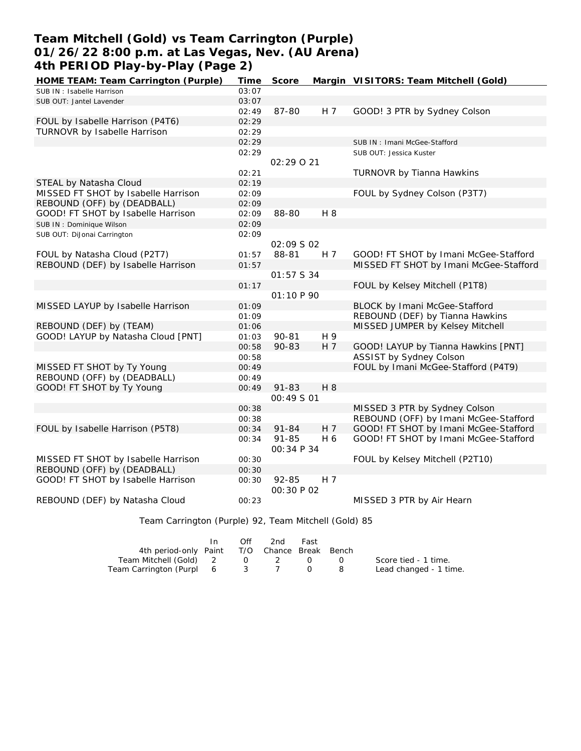# Team Mitchell (Gold) vs Team Carrington (Purple)
## 01/26/22 8:00 p.m. at Las Vegas, Nev. (AU Arena)
## 4th PERIOD Play-by-Play (Page 2)

| HOME TEAM: Team Carrington (Purple) | Time | Score | Margin | VISITORS: Team Mitchell (Gold) |
|---|---|---|---|---|
| SUB IN : Isabelle Harrison | 03:07 | | | |
| SUB OUT: Jantel Lavender | 03:07 | | | |
| | 02:49 | 87-80 | H 7 | GOOD! 3 PTR by Sydney Colson |
| FOUL by Isabelle Harrison (P4T6) | 02:29 | | | |
| TURNOVR by Isabelle Harrison | 02:29 | | | |
| | 02:29 | | | SUB IN : Imani McGee-Stafford |
| | 02:29 | | | SUB OUT: Jessica Kuster |
| | | 02:29 O 21 | | |
| | 02:21 | | | TURNOVR by Tianna Hawkins |
| STEAL by Natasha Cloud | 02:19 | | | |
| MISSED FT SHOT by Isabelle Harrison | 02:09 | | | FOUL by Sydney Colson (P3T7) |
| REBOUND (OFF) by (DEADBALL) | 02:09 | | | |
| GOOD! FT SHOT by Isabelle Harrison | 02:09 | 88-80 | H 8 | |
| SUB IN : Dominique Wilson | 02:09 | | | |
| SUB OUT: DiJonai Carrington | 02:09 | | | |
| | | 02:09 S 02 | | |
| FOUL by Natasha Cloud (P2T7) | 01:57 | 88-81 | H 7 | GOOD! FT SHOT by Imani McGee-Stafford |
| REBOUND (DEF) by Isabelle Harrison | 01:57 | | | MISSED FT SHOT by Imani McGee-Stafford |
| | | 01:57 S 34 | | |
| | 01:17 | | | FOUL by Kelsey Mitchell (P1T8) |
| | | 01:10 P 90 | | |
| MISSED LAYUP by Isabelle Harrison | 01:09 | | | BLOCK by Imani McGee-Stafford |
| | 01:09 | | | REBOUND (DEF) by Tianna Hawkins |
| REBOUND (DEF) by (TEAM) | 01:06 | | | MISSED JUMPER by Kelsey Mitchell |
| GOOD! LAYUP by Natasha Cloud [PNT] | 01:03 | 90-81 | H 9 | |
| | 00:58 | 90-83 | H 7 | GOOD! LAYUP by Tianna Hawkins [PNT] |
| | 00:58 | | | ASSIST by Sydney Colson |
| MISSED FT SHOT by Ty Young | 00:49 | | | FOUL by Imani McGee-Stafford (P4T9) |
| REBOUND (OFF) by (DEADBALL) | 00:49 | | | |
| GOOD! FT SHOT by Ty Young | 00:49 | 91-83 | H 8 | |
| | | 00:49 S 01 | | |
| | 00:38 | | | MISSED 3 PTR by Sydney Colson |
| | 00:38 | | | REBOUND (OFF) by Imani McGee-Stafford |
| FOUL by Isabelle Harrison (P5T8) | 00:34 | 91-84 | H 7 | GOOD! FT SHOT by Imani McGee-Stafford |
| | 00:34 | 91-85 | H 6 | GOOD! FT SHOT by Imani McGee-Stafford |
| | | 00:34 P 34 | | |
| MISSED FT SHOT by Isabelle Harrison | 00:30 | | | FOUL by Kelsey Mitchell (P2T10) |
| REBOUND (OFF) by (DEADBALL) | 00:30 | | | |
| GOOD! FT SHOT by Isabelle Harrison | 00:30 | 92-85 | H 7 | |
| | | 00:30 P 02 | | |
| REBOUND (DEF) by Natasha Cloud | 00:23 | | | MISSED 3 PTR by Air Hearn |

Team Carrington (Purple) 92, Team Mitchell (Gold) 85

| 4th period-only | In Paint | Off T/O | 2nd Chance | Fast Break | Bench |
|---|---|---|---|---|---|
| Team Mitchell (Gold) | 2 | 0 | 2 | 0 | 0 |
| Team Carrington (Purpl | 6 | 3 | 7 | 0 | 8 |

Score tied - 1 time.
Lead changed - 1 time.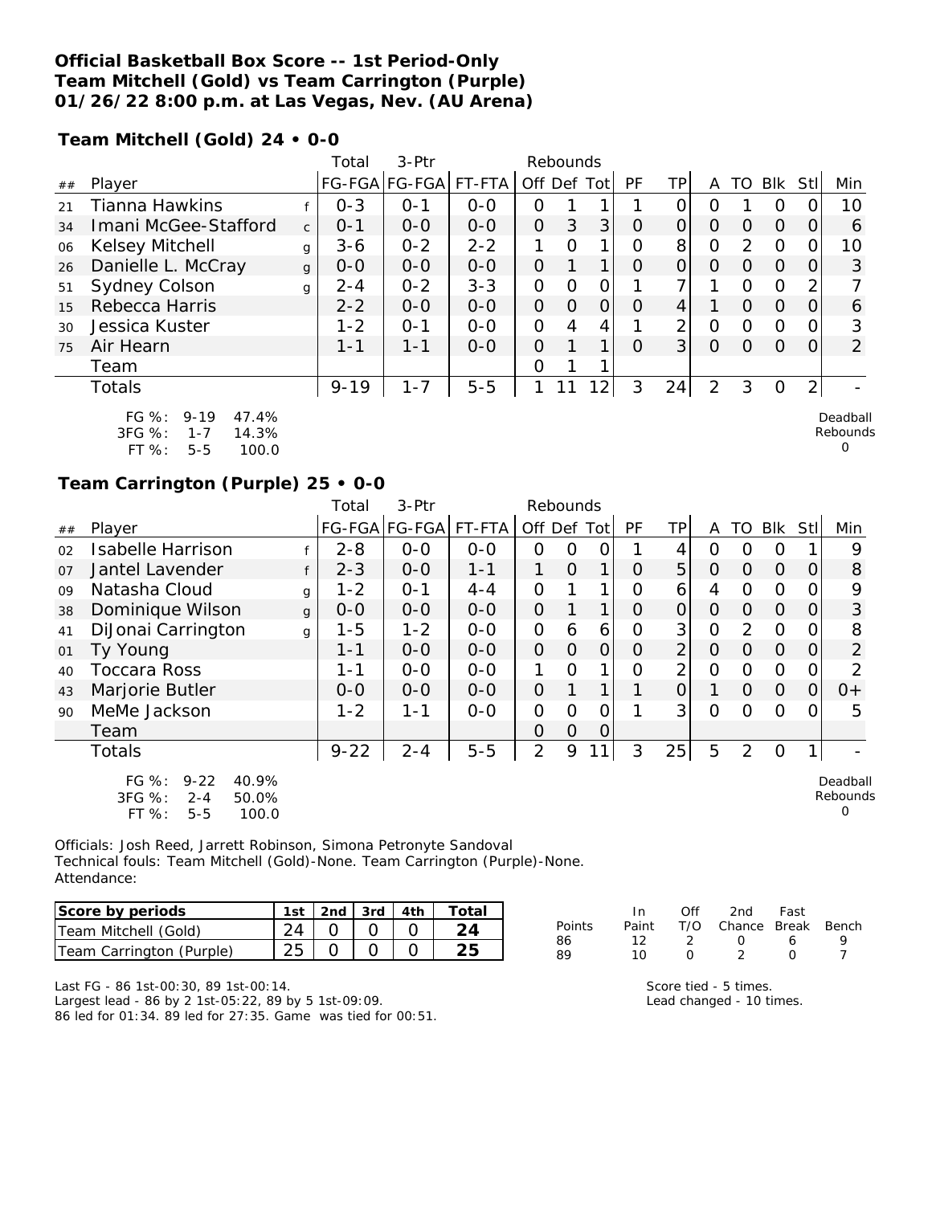**Official Basketball Box Score -- 1st Period-Only**
**Team Mitchell (Gold) vs Team Carrington (Purple)**
**01/26/22 8:00 p.m. at Las Vegas, Nev. (AU Arena)**

**Team Mitchell (Gold) 24 • 0-0**

| ## | Player | | Total FG-FGA | 3-Ptr FG-FGA | FT-FTA | Rebounds Off | Def | Tot | PF | TP | A | TO | Blk | Stl | Min |
|---|---|---|---|---|---|---|---|---|---|---|---|---|---|---|---|
| 21 | Tianna Hawkins | f | 0-3 | 0-1 | 0-0 | 0 | 1 | 1 | 1 | 0 | 0 | 1 | 0 | 0 | 10 |
| 34 | Imani McGee-Stafford | c | 0-1 | 0-0 | 0-0 | 0 | 3 | 3 | 0 | 0 | 0 | 0 | 0 | 0 | 6 |
| 06 | Kelsey Mitchell | g | 3-6 | 0-2 | 2-2 | 1 | 0 | 1 | 0 | 8 | 0 | 2 | 0 | 0 | 10 |
| 26 | Danielle L. McCray | g | 0-0 | 0-0 | 0-0 | 0 | 1 | 1 | 0 | 0 | 0 | 0 | 0 | 0 | 3 |
| 51 | Sydney Colson | g | 2-4 | 0-2 | 3-3 | 0 | 0 | 0 | 1 | 7 | 1 | 0 | 0 | 2 | 7 |
| 15 | Rebecca Harris | | 2-2 | 0-0 | 0-0 | 0 | 0 | 0 | 0 | 4 | 1 | 0 | 0 | 0 | 6 |
| 30 | Jessica Kuster | | 1-2 | 0-1 | 0-0 | 0 | 4 | 4 | 1 | 2 | 0 | 0 | 0 | 0 | 3 |
| 75 | Air Hearn | | 1-1 | 1-1 | 0-0 | 0 | 1 | 1 | 0 | 3 | 0 | 0 | 0 | 0 | 2 |
| | Team | | | | | 0 | 1 | 1 | | | | | | | |
| | Totals | | 9-19 | 1-7 | 5-5 | 1 | 11 | 12 | 3 | 24 | 2 | 3 | 0 | 2 | - |

FG %: 9-19 47.4%
3FG %: 1-7 14.3%
FT %: 5-5 100.0

Deadball Rebounds 0

**Team Carrington (Purple) 25 • 0-0**

| ## | Player | | Total FG-FGA | 3-Ptr FG-FGA | FT-FTA | Rebounds Off | Def | Tot | PF | TP | A | TO | Blk | Stl | Min |
|---|---|---|---|---|---|---|---|---|---|---|---|---|---|---|---|
| 02 | Isabelle Harrison | f | 2-8 | 0-0 | 0-0 | 0 | 0 | 0 | 1 | 4 | 0 | 0 | 0 | 1 | 9 |
| 07 | Jantel Lavender | f | 2-3 | 0-0 | 1-1 | 1 | 0 | 1 | 0 | 5 | 0 | 0 | 0 | 0 | 8 |
| 09 | Natasha Cloud | g | 1-2 | 0-1 | 4-4 | 0 | 1 | 1 | 0 | 6 | 4 | 0 | 0 | 0 | 9 |
| 38 | Dominique Wilson | g | 0-0 | 0-0 | 0-0 | 0 | 1 | 1 | 0 | 0 | 0 | 0 | 0 | 0 | 3 |
| 41 | DiJonai Carrington | g | 1-5 | 1-2 | 0-0 | 0 | 6 | 6 | 0 | 3 | 0 | 2 | 0 | 0 | 8 |
| 01 | Ty Young | | 1-1 | 0-0 | 0-0 | 0 | 0 | 0 | 0 | 2 | 0 | 0 | 0 | 0 | 2 |
| 40 | Toccara Ross | | 1-1 | 0-0 | 0-0 | 1 | 0 | 1 | 0 | 2 | 0 | 0 | 0 | 0 | 2 |
| 43 | Marjorie Butler | | 0-0 | 0-0 | 0-0 | 0 | 1 | 1 | 1 | 0 | 1 | 0 | 0 | 0 | 0+ |
| 90 | MeMe Jackson | | 1-2 | 1-1 | 0-0 | 0 | 0 | 0 | 1 | 3 | 0 | 0 | 0 | 0 | 5 |
| | Team | | | | | 0 | 0 | 0 | | | | | | | |
| | Totals | | 9-22 | 2-4 | 5-5 | 2 | 9 | 11 | 3 | 25 | 5 | 2 | 0 | 1 | - |

FG %: 9-22 40.9%
3FG %: 2-4 50.0%
FT %: 5-5 100.0

Deadball Rebounds 0

Officials: Josh Reed, Jarrett Robinson, Simona Petronyte Sandoval
Technical fouls: Team Mitchell (Gold)-None. Team Carrington (Purple)-None.
Attendance:

| Score by periods | 1st | 2nd | 3rd | 4th | Total |
|---|---|---|---|---|---|
| Team Mitchell (Gold) | 24 | 0 | 0 | 0 | 24 |
| Team Carrington (Purple) | 25 | 0 | 0 | 0 | 25 |

| Points | In Paint | Off T/O | 2nd Chance | Fast Break | Bench |
|---|---|---|---|---|---|
| 86 | 12 | 2 | 0 | 6 | 9 |
| 89 | 10 | 0 | 2 | 0 | 7 |

Last FG - 86 1st-00:30, 89 1st-00:14.
Largest lead - 86 by 2 1st-05:22, 89 by 5 1st-09:09.
86 led for 01:34. 89 led for 27:35. Game was tied for 00:51.

Score tied - 5 times.
Lead changed - 10 times.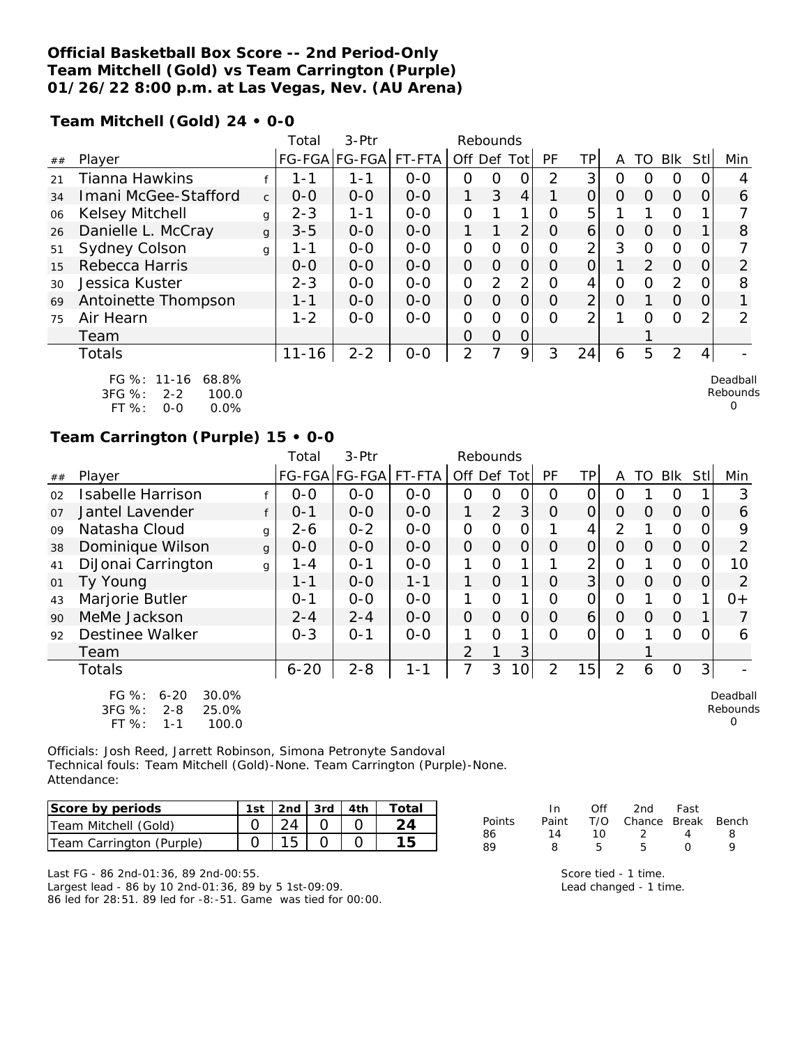**Official Basketball Box Score -- 2nd Period-Only**
**Team Mitchell (Gold) vs Team Carrington (Purple)**
**01/26/22 8:00 p.m. at Las Vegas, Nev. (AU Arena)**

**Team Mitchell (Gold) 24 • 0-0**

| ## | Player | | Total FG-FGA | 3-Ptr FG-FGA | FT-FTA | Rebounds Off | Def | Tot | PF | TP | A | TO | Blk | Stl | Min |
|---|---|---|---|---|---|---|---|---|---|---|---|---|---|---|---|
| 21 | Tianna Hawkins | f | 1-1 | 1-1 | 0-0 | 0 | 0 | 0 | 2 | 3 | 0 | 0 | 0 | 0 | 4 |
| 34 | Imani McGee-Stafford | c | 0-0 | 0-0 | 0-0 | 1 | 3 | 4 | 1 | 0 | 0 | 0 | 0 | 0 | 6 |
| 06 | Kelsey Mitchell | g | 2-3 | 1-1 | 0-0 | 0 | 1 | 1 | 0 | 5 | 1 | 1 | 0 | 1 | 7 |
| 26 | Danielle L. McCray | g | 3-5 | 0-0 | 0-0 | 1 | 1 | 2 | 0 | 6 | 0 | 0 | 0 | 1 | 8 |
| 51 | Sydney Colson | g | 1-1 | 0-0 | 0-0 | 0 | 0 | 0 | 0 | 2 | 3 | 0 | 0 | 0 | 7 |
| 15 | Rebecca Harris | | 0-0 | 0-0 | 0-0 | 0 | 0 | 0 | 0 | 0 | 1 | 2 | 0 | 0 | 2 |
| 30 | Jessica Kuster | | 2-3 | 0-0 | 0-0 | 0 | 2 | 2 | 0 | 4 | 0 | 0 | 2 | 0 | 8 |
| 69 | Antoinette Thompson | | 1-1 | 0-0 | 0-0 | 0 | 0 | 0 | 0 | 2 | 0 | 1 | 0 | 0 | 1 |
| 75 | Air Hearn | | 1-2 | 0-0 | 0-0 | 0 | 0 | 0 | 0 | 2 | 1 | 0 | 0 | 2 | 2 |
| | Team | | | | | 0 | 0 | 0 | | | | 1 | | | |
| | Totals | | 11-16 | 2-2 | 0-0 | 2 | 7 | 9 | 3 | 24 | 6 | 5 | 2 | 4 | - |

FG %: 11-16 68.8%
3FG %: 2-2 100.0
FT %: 0-0 0.0%

Deadball Rebounds 0

**Team Carrington (Purple) 15 • 0-0**

| ## | Player | | Total FG-FGA | 3-Ptr FG-FGA | FT-FTA | Rebounds Off | Def | Tot | PF | TP | A | TO | Blk | Stl | Min |
|---|---|---|---|---|---|---|---|---|---|---|---|---|---|---|---|
| 02 | Isabelle Harrison | f | 0-0 | 0-0 | 0-0 | 0 | 0 | 0 | 0 | 0 | 0 | 1 | 0 | 1 | 3 |
| 07 | Jantel Lavender | f | 0-1 | 0-0 | 0-0 | 1 | 2 | 3 | 0 | 0 | 0 | 0 | 0 | 0 | 6 |
| 09 | Natasha Cloud | g | 2-6 | 0-2 | 0-0 | 0 | 0 | 0 | 1 | 4 | 2 | 1 | 0 | 0 | 9 |
| 38 | Dominique Wilson | g | 0-0 | 0-0 | 0-0 | 0 | 0 | 0 | 0 | 0 | 0 | 0 | 0 | 0 | 2 |
| 41 | DiJonai Carrington | g | 1-4 | 0-1 | 0-0 | 1 | 0 | 1 | 1 | 2 | 0 | 1 | 0 | 0 | 10 |
| 01 | Ty Young | | 1-1 | 0-0 | 1-1 | 1 | 0 | 1 | 0 | 3 | 0 | 0 | 0 | 0 | 2 |
| 43 | Marjorie Butler | | 0-1 | 0-0 | 0-0 | 1 | 0 | 1 | 0 | 0 | 0 | 1 | 0 | 1 | 0+ |
| 90 | MeMe Jackson | | 2-4 | 2-4 | 0-0 | 0 | 0 | 0 | 0 | 6 | 0 | 0 | 0 | 1 | 7 |
| 92 | Destinee Walker | | 0-3 | 0-1 | 0-0 | 1 | 0 | 1 | 0 | 0 | 0 | 1 | 0 | 0 | 6 |
| | Team | | | | | 2 | 1 | 3 | | | | 1 | | | |
| | Totals | | 6-20 | 2-8 | 1-1 | 7 | 3 | 10 | 2 | 15 | 2 | 6 | 0 | 3 | - |

FG %: 6-20 30.0%
3FG %: 2-8 25.0%
FT %: 1-1 100.0

Deadball Rebounds 0

Officials: Josh Reed, Jarrett Robinson, Simona Petronyte Sandoval
Technical fouls: Team Mitchell (Gold)-None. Team Carrington (Purple)-None.
Attendance:

| Score by periods | 1st | 2nd | 3rd | 4th | Total |
|---|---|---|---|---|---|
| Team Mitchell (Gold) | 0 | 24 | 0 | 0 | 24 |
| Team Carrington (Purple) | 0 | 15 | 0 | 0 | 15 |

| Points | In Paint | Off T/O | 2nd Chance | Fast Break | Bench |
|---|---|---|---|---|---|
| 86 | 14 | 10 | 2 | 4 | 8 |
| 89 | 8 | 5 | 5 | 0 | 9 |

Last FG - 86 2nd-01:36, 89 2nd-00:55.
Largest lead - 86 by 10 2nd-01:36, 89 by 5 1st-09:09.
86 led for 28:51. 89 led for -8:-51. Game was tied for 00:00.

Score tied - 1 time.
Lead changed - 1 time.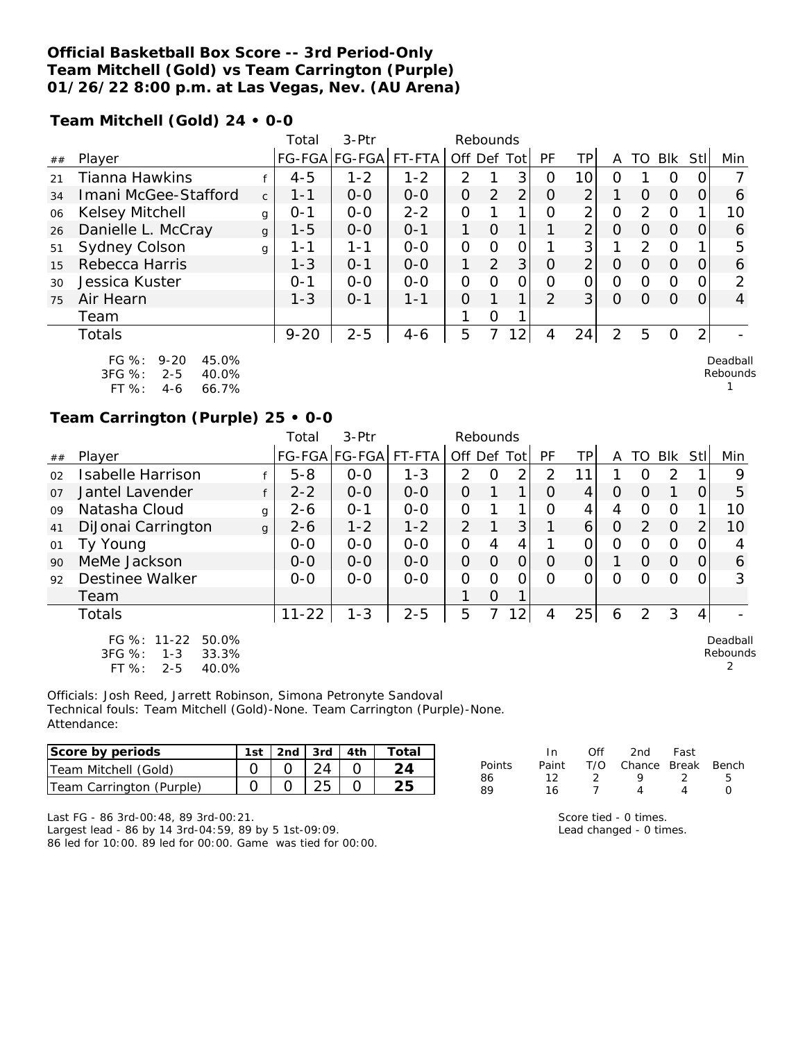**Official Basketball Box Score -- 3rd Period-Only**
**Team Mitchell (Gold) vs Team Carrington (Purple)**
**01/26/22 8:00 p.m. at Las Vegas, Nev. (AU Arena)**

**Team Mitchell (Gold) 24 • 0-0**

| ## | Player | | Total FG-FGA | 3-Ptr FG-FGA | FT-FTA | Rebounds Off | Def | Tot | PF | TP | A | TO | Blk | Stl | Min |
|---|---|---|---|---|---|---|---|---|---|---|---|---|---|---|---|
| 21 | Tianna Hawkins | f | 4-5 | 1-2 | 1-2 | 2 | 1 | 3 | 0 | 10 | 0 | 1 | 0 | 0 | 7 |
| 34 | Imani McGee-Stafford | c | 1-1 | 0-0 | 0-0 | 0 | 2 | 2 | 0 | 2 | 1 | 0 | 0 | 0 | 6 |
| 06 | Kelsey Mitchell | g | 0-1 | 0-0 | 2-2 | 0 | 1 | 1 | 0 | 2 | 0 | 2 | 0 | 1 | 10 |
| 26 | Danielle L. McCray | g | 1-5 | 0-0 | 0-1 | 1 | 0 | 1 | 1 | 2 | 0 | 0 | 0 | 0 | 6 |
| 51 | Sydney Colson | g | 1-1 | 1-1 | 0-0 | 0 | 0 | 0 | 1 | 3 | 1 | 2 | 0 | 1 | 5 |
| 15 | Rebecca Harris | | 1-3 | 0-1 | 0-0 | 1 | 2 | 3 | 0 | 2 | 0 | 0 | 0 | 0 | 6 |
| 30 | Jessica Kuster | | 0-1 | 0-0 | 0-0 | 0 | 0 | 0 | 0 | 0 | 0 | 0 | 0 | 0 | 2 |
| 75 | Air Hearn | | 1-3 | 0-1 | 1-1 | 0 | 1 | 1 | 2 | 3 | 0 | 0 | 0 | 0 | 4 |
| | Team | | | | | 1 | 0 | 1 | | | | | | | |
| | Totals | | 9-20 | 2-5 | 4-6 | 5 | 7 | 12 | 4 | 24 | 2 | 5 | 0 | 2 | - |

FG %: 9-20 45.0%
3FG %: 2-5 40.0%
FT %: 4-6 66.7%

Deadball Rebounds 1

**Team Carrington (Purple) 25 • 0-0**

| ## | Player | | Total FG-FGA | 3-Ptr FG-FGA | FT-FTA | Rebounds Off | Def | Tot | PF | TP | A | TO | Blk | Stl | Min |
|---|---|---|---|---|---|---|---|---|---|---|---|---|---|---|---|
| 02 | Isabelle Harrison | f | 5-8 | 0-0 | 1-3 | 2 | 0 | 2 | 2 | 11 | 1 | 0 | 2 | 1 | 9 |
| 07 | Jantel Lavender | f | 2-2 | 0-0 | 0-0 | 0 | 1 | 1 | 0 | 4 | 0 | 0 | 1 | 0 | 5 |
| 09 | Natasha Cloud | g | 2-6 | 0-1 | 0-0 | 0 | 1 | 1 | 0 | 4 | 4 | 0 | 0 | 1 | 10 |
| 41 | DiJonai Carrington | g | 2-6 | 1-2 | 1-2 | 2 | 1 | 3 | 1 | 6 | 0 | 2 | 0 | 2 | 10 |
| 01 | Ty Young | | 0-0 | 0-0 | 0-0 | 0 | 4 | 4 | 1 | 0 | 0 | 0 | 0 | 0 | 4 |
| 90 | MeMe Jackson | | 0-0 | 0-0 | 0-0 | 0 | 0 | 0 | 0 | 0 | 1 | 0 | 0 | 0 | 6 |
| 92 | Destinee Walker | | 0-0 | 0-0 | 0-0 | 0 | 0 | 0 | 0 | 0 | 0 | 0 | 0 | 0 | 3 |
| | Team | | | | | 1 | 0 | 1 | | | | | | | |
| | Totals | | 11-22 | 1-3 | 2-5 | 5 | 7 | 12 | 4 | 25 | 6 | 2 | 3 | 4 | - |

FG %: 11-22 50.0%
3FG %: 1-3 33.3%
FT %: 2-5 40.0%

Deadball Rebounds 2

Officials: Josh Reed, Jarrett Robinson, Simona Petronyte Sandoval
Technical fouls: Team Mitchell (Gold)-None. Team Carrington (Purple)-None.
Attendance:

| Score by periods | 1st | 2nd | 3rd | 4th | Total |
|---|---|---|---|---|---|
| Team Mitchell (Gold) | 0 | 0 | 24 | 0 | 24 |
| Team Carrington (Purple) | 0 | 0 | 25 | 0 | 25 |

| Points | In Paint | Off T/O | 2nd Chance | Fast Break | Bench |
|---|---|---|---|---|---|
| 86 | 12 | 2 | 9 | 2 | 5 |
| 89 | 16 | 7 | 4 | 4 | 0 |

Last FG - 86 3rd-00:48, 89 3rd-00:21.
Largest lead - 86 by 14 3rd-04:59, 89 by 5 1st-09:09.
86 led for 10:00. 89 led for 00:00. Game was tied for 00:00.

Score tied - 0 times.
Lead changed - 0 times.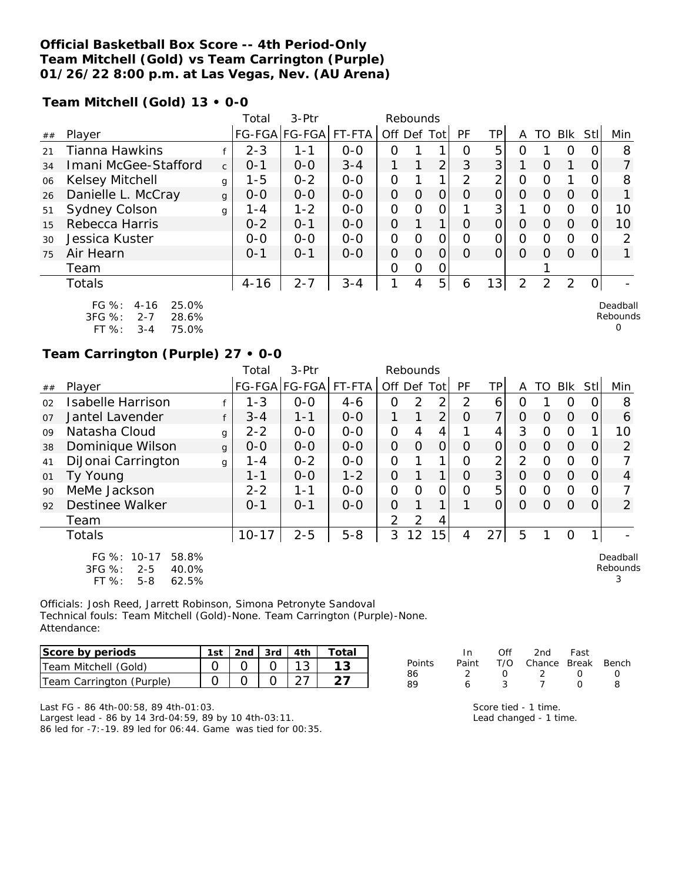**Official Basketball Box Score -- 4th Period-Only**
**Team Mitchell (Gold) vs Team Carrington (Purple)**
**01/26/22 8:00 p.m. at Las Vegas, Nev. (AU Arena)**

**Team Mitchell (Gold) 13 • 0-0**

| ## | Player | | Total FG-FGA | 3-Ptr FG-FGA | FT-FTA | Off | Def | Tot | PF | TP | A | TO | Blk | Stl | Min |
|---|---|---|---|---|---|---|---|---|---|---|---|---|---|---|---|
| 21 | Tianna Hawkins | f | 2-3 | 1-1 | 0-0 | 0 | 1 | 1 | 0 | 5 | 0 | 1 | 0 | 0 | 8 |
| 34 | Imani McGee-Stafford | c | 0-1 | 0-0 | 3-4 | 1 | 1 | 2 | 3 | 3 | 1 | 0 | 1 | 0 | 7 |
| 06 | Kelsey Mitchell | g | 1-5 | 0-2 | 0-0 | 0 | 1 | 1 | 2 | 2 | 0 | 0 | 1 | 0 | 8 |
| 26 | Danielle L. McCray | g | 0-0 | 0-0 | 0-0 | 0 | 0 | 0 | 0 | 0 | 0 | 0 | 0 | 0 | 1 |
| 51 | Sydney Colson | g | 1-4 | 1-2 | 0-0 | 0 | 0 | 0 | 1 | 3 | 1 | 0 | 0 | 0 | 10 |
| 15 | Rebecca Harris | | 0-2 | 0-1 | 0-0 | 0 | 1 | 1 | 0 | 0 | 0 | 0 | 0 | 0 | 10 |
| 30 | Jessica Kuster | | 0-0 | 0-0 | 0-0 | 0 | 0 | 0 | 0 | 0 | 0 | 0 | 0 | 0 | 2 |
| 75 | Air Hearn | | 0-1 | 0-1 | 0-0 | 0 | 0 | 0 | 0 | 0 | 0 | 0 | 0 | 0 | 1 |
| | Team | | | | | 0 | 0 | 0 | | | | 1 | | | |
| | Totals | | 4-16 | 2-7 | 3-4 | 1 | 4 | 5 | 6 | 13 | 2 | 2 | 2 | 0 | - |

FG %: 4-16 25.0%
3FG %: 2-7 28.6%
FT %: 3-4 75.0%

Deadball Rebounds 0

**Team Carrington (Purple) 27 • 0-0**

| ## | Player | | Total FG-FGA | 3-Ptr FG-FGA | FT-FTA | Off | Def | Tot | PF | TP | A | TO | Blk | Stl | Min |
|---|---|---|---|---|---|---|---|---|---|---|---|---|---|---|---|
| 02 | Isabelle Harrison | f | 1-3 | 0-0 | 4-6 | 0 | 2 | 2 | 2 | 6 | 0 | 1 | 0 | 0 | 8 |
| 07 | Jantel Lavender | f | 3-4 | 1-1 | 0-0 | 1 | 1 | 2 | 0 | 7 | 0 | 0 | 0 | 0 | 6 |
| 09 | Natasha Cloud | g | 2-2 | 0-0 | 0-0 | 0 | 4 | 4 | 1 | 4 | 3 | 0 | 0 | 1 | 10 |
| 38 | Dominique Wilson | g | 0-0 | 0-0 | 0-0 | 0 | 0 | 0 | 0 | 0 | 0 | 0 | 0 | 0 | 2 |
| 41 | DiJonai Carrington | g | 1-4 | 0-2 | 0-0 | 0 | 1 | 1 | 0 | 2 | 2 | 0 | 0 | 0 | 7 |
| 01 | Ty Young | | 1-1 | 0-0 | 1-2 | 0 | 1 | 1 | 0 | 3 | 0 | 0 | 0 | 0 | 4 |
| 90 | MeMe Jackson | | 2-2 | 1-1 | 0-0 | 0 | 0 | 0 | 0 | 5 | 0 | 0 | 0 | 0 | 7 |
| 92 | Destinee Walker | | 0-1 | 0-1 | 0-0 | 0 | 1 | 1 | 1 | 0 | 0 | 0 | 0 | 0 | 2 |
| | Team | | | | | 2 | 2 | 4 | | | | | | | |
| | Totals | | 10-17 | 2-5 | 5-8 | 3 | 12 | 15 | 4 | 27 | 5 | 1 | 0 | 1 | - |

FG %: 10-17 58.8%
3FG %: 2-5 40.0%
FT %: 5-8 62.5%

Deadball Rebounds 3

Officials: Josh Reed, Jarrett Robinson, Simona Petronyte Sandoval
Technical fouls: Team Mitchell (Gold)-None. Team Carrington (Purple)-None.
Attendance:

| Score by periods | 1st | 2nd | 3rd | 4th | Total |
|---|---|---|---|---|---|
| Team Mitchell (Gold) | 0 | 0 | 0 | 13 | **13** |
| Team Carrington (Purple) | 0 | 0 | 0 | 27 | **27** |

| Points | In Paint | Off T/O | 2nd Chance | Fast Break | Bench |
|---|---|---|---|---|---|
| 86 | 2 | 0 | 2 | 0 | 0 |
| 89 | 6 | 3 | 7 | 0 | 8 |

Last FG - 86 4th-00:58, 89 4th-01:03.
Largest lead - 86 by 14 3rd-04:59, 89 by 10 4th-03:11.
86 led for -7:-19. 89 led for 06:44. Game was tied for 00:35.

Score tied - 1 time.
Lead changed - 1 time.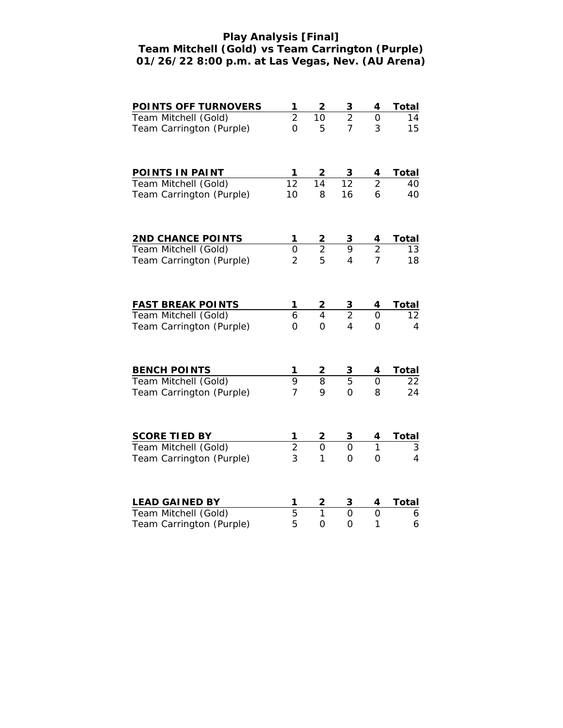# Play Analysis [Final]
## Team Mitchell (Gold) vs Team Carrington (Purple)
## 01/26/22 8:00 p.m. at Las Vegas, Nev. (AU Arena)

| POINTS OFF TURNOVERS | 1 | 2 | 3 | 4 | Total |
|---|---|---|---|---|---|
| Team Mitchell (Gold) | 2 | 10 | 2 | 0 | 14 |
| Team Carrington (Purple) | 0 | 5 | 7 | 3 | 15 |

| POINTS IN PAINT | 1 | 2 | 3 | 4 | Total |
|---|---|---|---|---|---|
| Team Mitchell (Gold) | 12 | 14 | 12 | 2 | 40 |
| Team Carrington (Purple) | 10 | 8 | 16 | 6 | 40 |

| 2ND CHANCE POINTS | 1 | 2 | 3 | 4 | Total |
|---|---|---|---|---|---|
| Team Mitchell (Gold) | 0 | 2 | 9 | 2 | 13 |
| Team Carrington (Purple) | 2 | 5 | 4 | 7 | 18 |

| FAST BREAK POINTS | 1 | 2 | 3 | 4 | Total |
|---|---|---|---|---|---|
| Team Mitchell (Gold) | 6 | 4 | 2 | 0 | 12 |
| Team Carrington (Purple) | 0 | 0 | 4 | 0 | 4 |

| BENCH POINTS | 1 | 2 | 3 | 4 | Total |
|---|---|---|---|---|---|
| Team Mitchell (Gold) | 9 | 8 | 5 | 0 | 22 |
| Team Carrington (Purple) | 7 | 9 | 0 | 8 | 24 |

| SCORE TIED BY | 1 | 2 | 3 | 4 | Total |
|---|---|---|---|---|---|
| Team Mitchell (Gold) | 2 | 0 | 0 | 1 | 3 |
| Team Carrington (Purple) | 3 | 1 | 0 | 0 | 4 |

| LEAD GAINED BY | 1 | 2 | 3 | 4 | Total |
|---|---|---|---|---|---|
| Team Mitchell (Gold) | 5 | 1 | 0 | 0 | 6 |
| Team Carrington (Purple) | 5 | 0 | 0 | 1 | 6 |